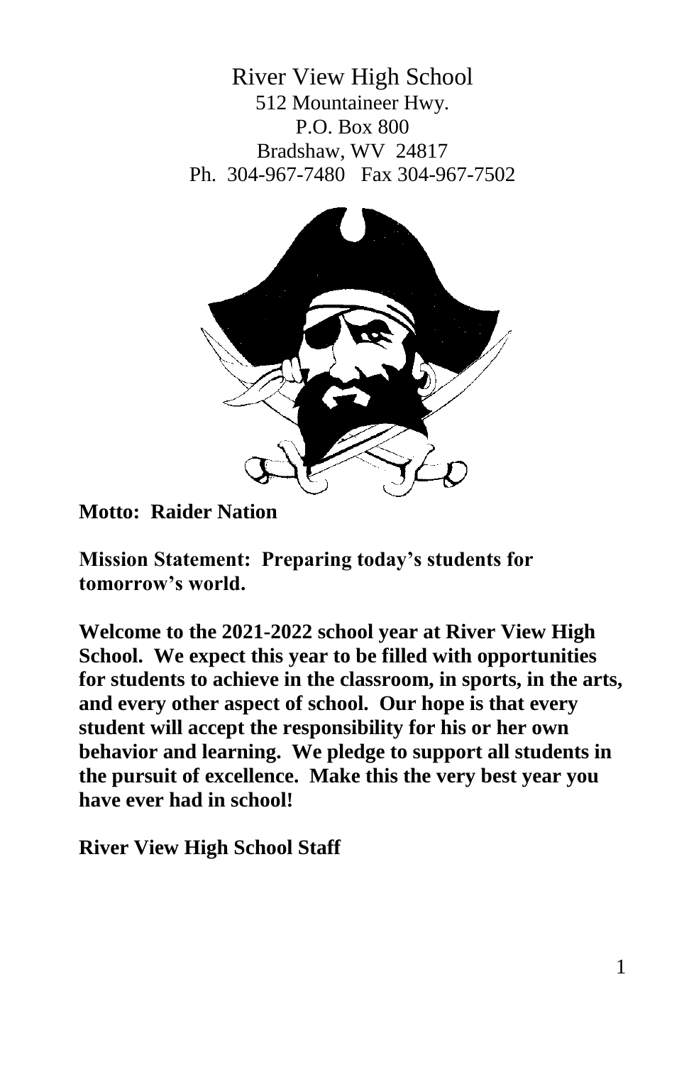# River View High School

512 Mountaineer Hwy.
P.O. Box 800
Bradshaw, WV 24817
Ph. 304-967-7480 Fax 304-967-7502

**Motto: Raider Nation**

**Mission Statement: Preparing today's students for tomorrow's world.**

**Welcome to the 2021-2022 school year at River View High School. We expect this year to be filled with opportunities for students to achieve in the classroom, in sports, in the arts, and every other aspect of school. Our hope is that every student will accept the responsibility for his or her own behavior and learning. We pledge to support all students in the pursuit of excellence. Make this the very best year you have ever had in school!**

**River View High School Staff**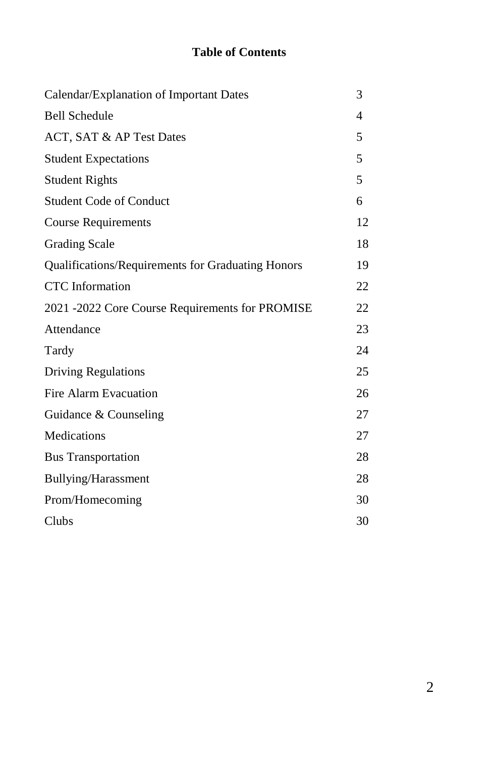**Table of Contents**

| | |
|---|---|
| Calendar/Explanation of Important Dates | 3 |
| Bell Schedule | 4 |
| ACT, SAT & AP Test Dates | 5 |
| Student Expectations | 5 |
| Student Rights | 5 |
| Student Code of Conduct | 6 |
| Course Requirements | 12 |
| Grading Scale | 18 |
| Qualifications/Requirements for Graduating Honors | 19 |
| CTC Information | 22 |
| 2021 -2022 Core Course Requirements for PROMISE | 22 |
| Attendance | 23 |
| Tardy | 24 |
| Driving Regulations | 25 |
| Fire Alarm Evacuation | 26 |
| Guidance & Counseling | 27 |
| Medications | 27 |
| Bus Transportation | 28 |
| Bullying/Harassment | 28 |
| Prom/Homecoming | 30 |
| Clubs | 30 |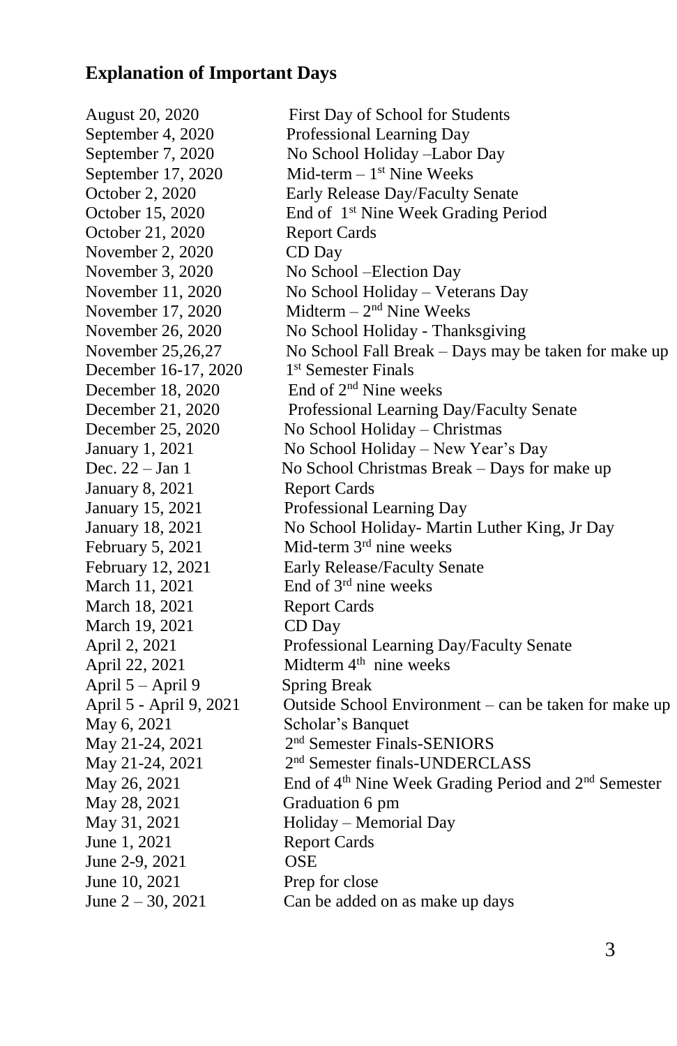## Explanation of Important Days

| | |
|---|---|
| August 20, 2020 | First Day of School for Students |
| September 4, 2020 | Professional Learning Day |
| September 7, 2020 | No School Holiday –Labor Day |
| September 17, 2020 | Mid-term – 1st Nine Weeks |
| October 2, 2020 | Early Release Day/Faculty Senate |
| October 15, 2020 | End of 1st Nine Week Grading Period |
| October 21, 2020 | Report Cards |
| November 2, 2020 | CD Day |
| November 3, 2020 | No School –Election Day |
| November 11, 2020 | No School Holiday – Veterans Day |
| November 17, 2020 | Midterm – 2nd Nine Weeks |
| November 26, 2020 | No School Holiday - Thanksgiving |
| November 25,26,27 | No School Fall Break – Days may be taken for make up |
| December 16-17, 2020 | 1st Semester Finals |
| December 18, 2020 | End of 2nd Nine weeks |
| December 21, 2020 | Professional Learning Day/Faculty Senate |
| December 25, 2020 | No School Holiday – Christmas |
| January 1, 2021 | No School Holiday – New Year's Day |
| Dec. 22 – Jan 1 | No School Christmas Break – Days for make up |
| January 8, 2021 | Report Cards |
| January 15, 2021 | Professional Learning Day |
| January 18, 2021 | No School Holiday- Martin Luther King, Jr Day |
| February 5, 2021 | Mid-term 3rd nine weeks |
| February 12, 2021 | Early Release/Faculty Senate |
| March 11, 2021 | End of 3rd nine weeks |
| March 18, 2021 | Report Cards |
| March 19, 2021 | CD Day |
| April 2, 2021 | Professional Learning Day/Faculty Senate |
| April 22, 2021 | Midterm 4th nine weeks |
| April 5 – April 9 | Spring Break |
| April 5 - April 9, 2021 | Outside School Environment – can be taken for make up |
| May 6, 2021 | Scholar's Banquet |
| May 21-24, 2021 | 2nd Semester Finals-SENIORS |
| May 21-24, 2021 | 2nd Semester finals-UNDERCLASS |
| May 26, 2021 | End of 4th Nine Week Grading Period and 2nd Semester |
| May 28, 2021 | Graduation 6 pm |
| May 31, 2021 | Holiday – Memorial Day |
| June 1, 2021 | Report Cards |
| June 2-9, 2021 | OSE |
| June 10, 2021 | Prep for close |
| June 2 – 30, 2021 | Can be added on as make up days |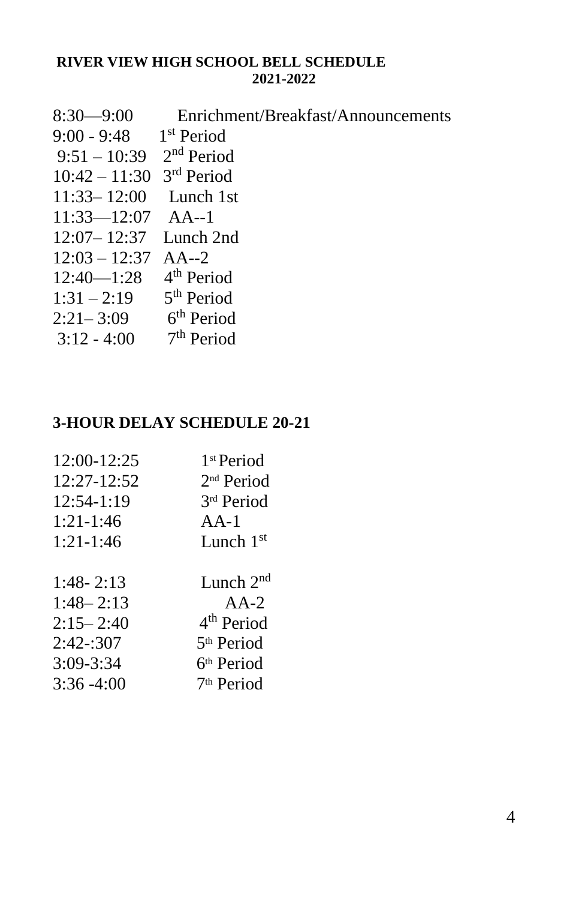**RIVER VIEW HIGH SCHOOL BELL SCHEDULE 2021-2022**

| | |
|---|---|
| 8:30—9:00 | Enrichment/Breakfast/Announcements |
| 9:00 - 9:48 | 1st Period |
| 9:51 – 10:39 | 2nd Period |
| 10:42 – 11:30 | 3rd Period |
| 11:33– 12:00 | Lunch 1st |
| 11:33—12:07 | AA--1 |
| 12:07– 12:37 | Lunch 2nd |
| 12:03 – 12:37 | AA--2 |
| 12:40—1:28 | 4th Period |
| 1:31 – 2:19 | 5th Period |
| 2:21– 3:09 | 6th Period |
| 3:12 - 4:00 | 7th Period |

**3-HOUR DELAY SCHEDULE 20-21**

| | |
|---|---|
| 12:00-12:25 | 1st Period |
| 12:27-12:52 | 2nd Period |
| 12:54-1:19 | 3rd Period |
| 1:21-1:46 | AA-1 |
| 1:21-1:46 | Lunch 1st |
| 1:48- 2:13 | Lunch 2nd |
| 1:48– 2:13 | AA-2 |
| 2:15– 2:40 | 4th Period |
| 2:42-:307 | 5th Period |
| 3:09-3:34 | 6th Period |
| 3:36 -4:00 | 7th Period |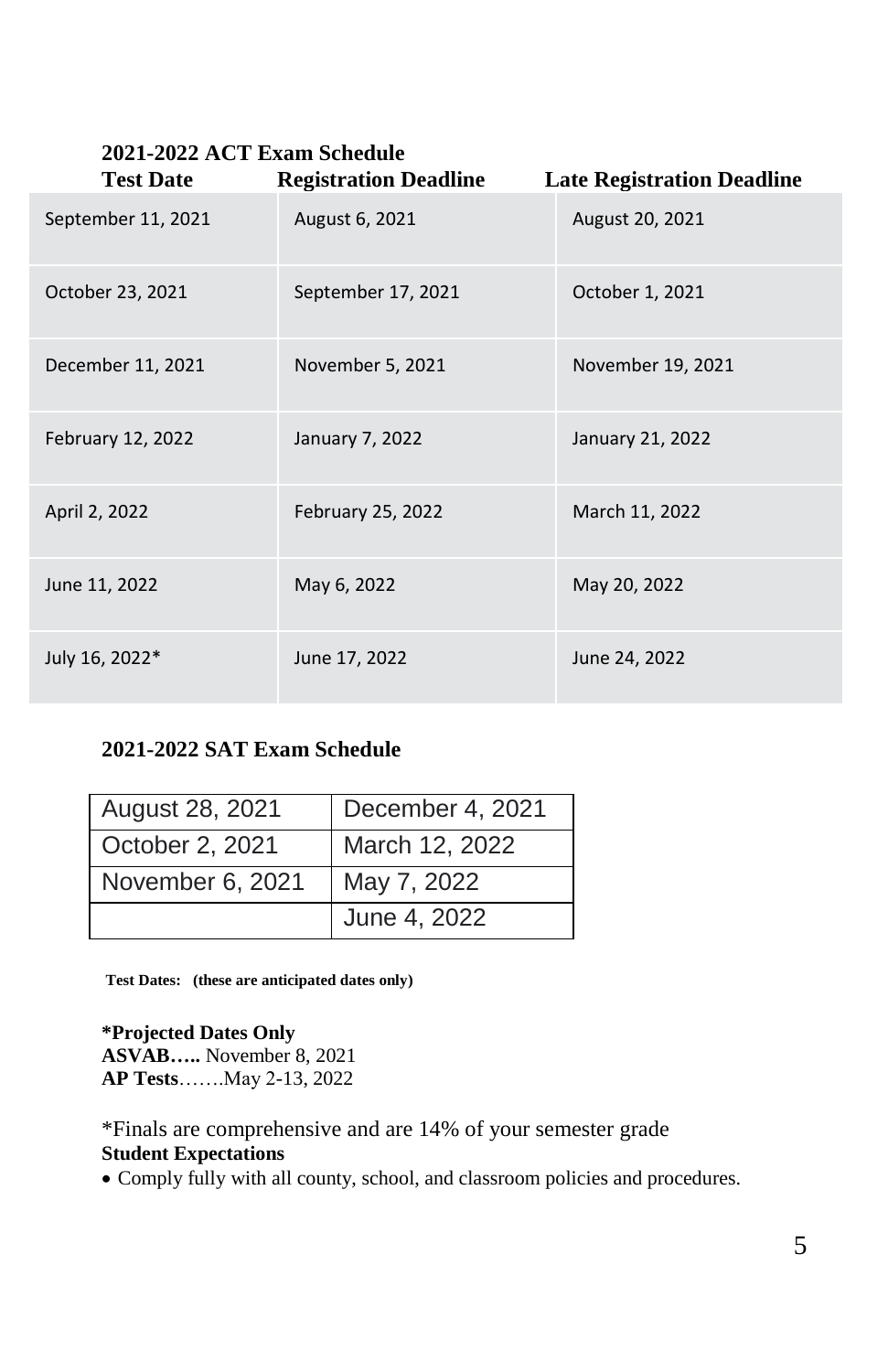## 2021-2022 ACT Exam Schedule

| Test Date | Registration Deadline | Late Registration Deadline |
|---|---|---|
| September 11, 2021 | August 6, 2021 | August 20, 2021 |
| October 23, 2021 | September 17, 2021 | October 1, 2021 |
| December 11, 2021 | November 5, 2021 | November 19, 2021 |
| February 12, 2022 | January 7, 2022 | January 21, 2022 |
| April 2, 2022 | February 25, 2022 | March 11, 2022 |
| June 11, 2022 | May 6, 2022 | May 20, 2022 |
| July 16, 2022* | June 17, 2022 | June 24, 2022 |

## 2021-2022 SAT Exam Schedule

| | |
|---|---|
| August 28, 2021 | December 4, 2021 |
| October 2, 2021 | March 12, 2022 |
| November 6, 2021 | May 7, 2022 |
| | June 4, 2022 |

**Test Dates: (these are anticipated dates only)**

**\*Projected Dates Only**
**ASVAB…..** November 8, 2021
**AP Tests**…….May 2-13, 2022

*Finals are comprehensive and are 14% of your semester grade

**Student Expectations**

- Comply fully with all county, school, and classroom policies and procedures.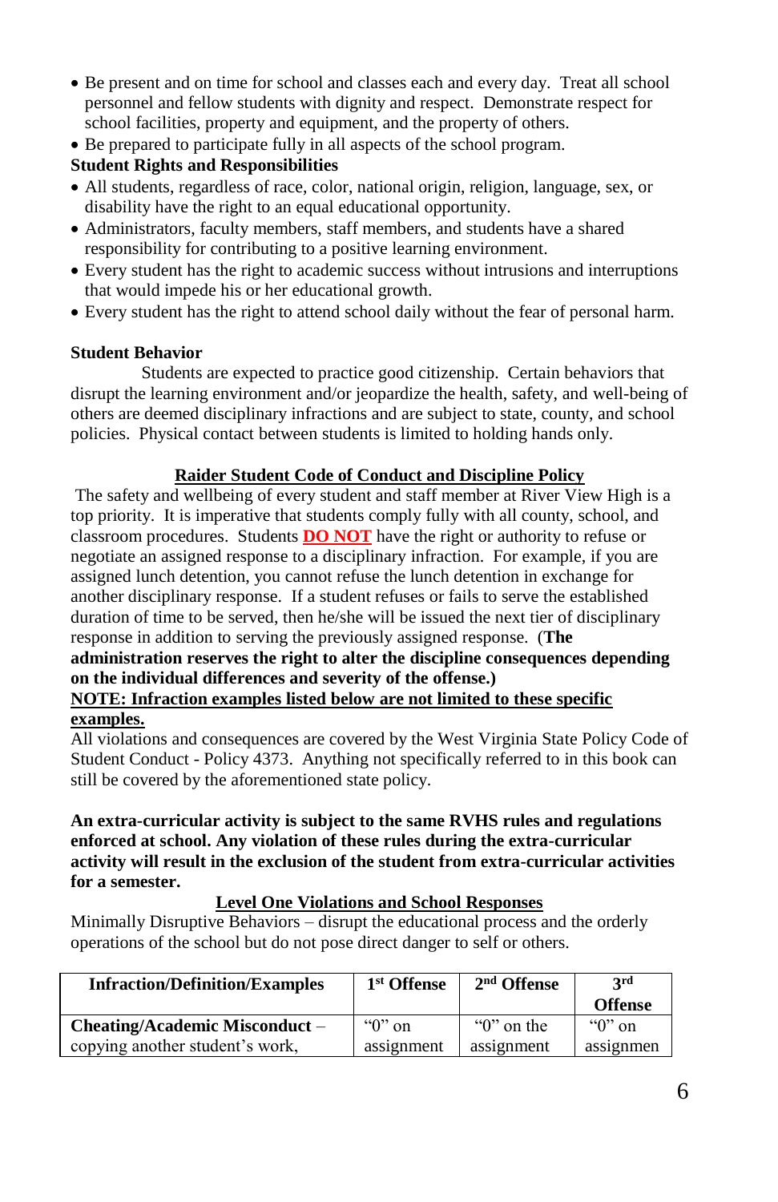- Be present and on time for school and classes each and every day. Treat all school personnel and fellow students with dignity and respect. Demonstrate respect for school facilities, property and equipment, and the property of others.
- Be prepared to participate fully in all aspects of the school program.

**Student Rights and Responsibilities**

- All students, regardless of race, color, national origin, religion, language, sex, or disability have the right to an equal educational opportunity.
- Administrators, faculty members, staff members, and students have a shared responsibility for contributing to a positive learning environment.
- Every student has the right to academic success without intrusions and interruptions that would impede his or her educational growth.
- Every student has the right to attend school daily without the fear of personal harm.

**Student Behavior**

Students are expected to practice good citizenship. Certain behaviors that disrupt the learning environment and/or jeopardize the health, safety, and well-being of others are deemed disciplinary infractions and are subject to state, county, and school policies. Physical contact between students is limited to holding hands only.

## Raider Student Code of Conduct and Discipline Policy

The safety and wellbeing of every student and staff member at River View High is a top priority. It is imperative that students comply fully with all county, school, and classroom procedures. Students **DO NOT** have the right or authority to refuse or negotiate an assigned response to a disciplinary infraction. For example, if you are assigned lunch detention, you cannot refuse the lunch detention in exchange for another disciplinary response. If a student refuses or fails to serve the established duration of time to be served, then he/she will be issued the next tier of disciplinary response in addition to serving the previously assigned response. (**The administration reserves the right to alter the discipline consequences depending on the individual differences and severity of the offense.)**

**NOTE: Infraction examples listed below are not limited to these specific examples.**

All violations and consequences are covered by the West Virginia State Policy Code of Student Conduct - Policy 4373. Anything not specifically referred to in this book can still be covered by the aforementioned state policy.

**An extra-curricular activity is subject to the same RVHS rules and regulations enforced at school. Any violation of these rules during the extra-curricular activity will result in the exclusion of the student from extra-curricular activities for a semester.**

## Level One Violations and School Responses

Minimally Disruptive Behaviors – disrupt the educational process and the orderly operations of the school but do not pose direct danger to self or others.

| Infraction/Definition/Examples | 1st Offense | 2nd Offense | 3rd Offense |
|---|---|---|---|
| **Cheating/Academic Misconduct** – copying another student's work, | "0" on assignment | "0" on the assignment | "0" on assignmen |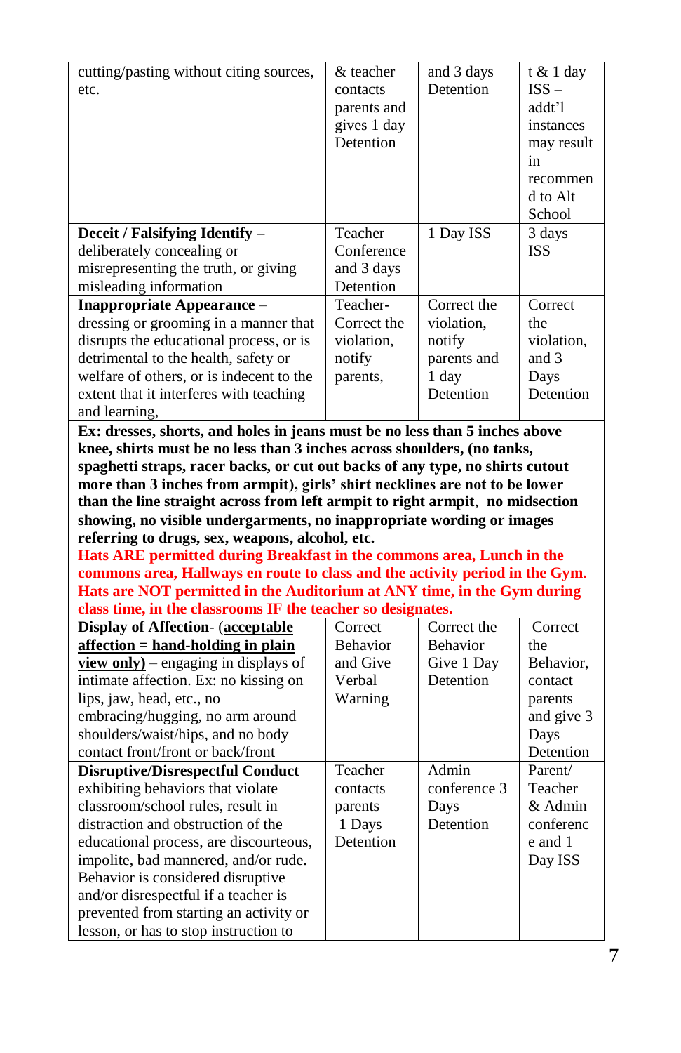| | | | |
|---|---|---|---|
| cutting/pasting without citing sources, etc. | & teacher contacts parents and gives 1 day Detention | and 3 days Detention | t & 1 day ISS – addt'l instances may result in recommend to Alt School |
| **Deceit / Falsifying Identify** – deliberately concealing or misrepresenting the truth, or giving misleading information | Teacher Conference and 3 days Detention | 1 Day ISS | 3 days ISS |
| **Inappropriate Appearance** – dressing or grooming in a manner that disrupts the educational process, or is detrimental to the health, safety or welfare of others, or is indecent to the extent that it interferes with teaching and learning, | Teacher-Correct the violation, notify parents, | Correct the violation, notify parents and 1 day Detention | Correct the violation, and 3 Days Detention |
| **Ex: dresses, shorts, and holes in jeans must be no less than 5 inches above knee, shirts must be no less than 3 inches across shoulders, (no tanks, spaghetti straps, racer backs, or cut out backs of any type, no shirts cutout more than 3 inches from armpit), girls' shirt necklines are not to be lower than the line straight across from left armpit to right armpit, no midsection showing, no visible undergarments, no inappropriate wording or images referring to drugs, sex, weapons, alcohol, etc. Hats ARE permitted during Breakfast in the commons area, Lunch in the commons area, Hallways en route to class and the activity period in the Gym. Hats are NOT permitted in the Auditorium at ANY time, in the Gym during class time, in the classrooms IF the teacher so designates.** | | | |
| **Display of Affection**- (**acceptable affection = hand-holding in plain view only**) – engaging in displays of intimate affection. Ex: no kissing on lips, jaw, head, etc., no embracing/hugging, no arm around shoulders/waist/hips, and no body contact front/front or back/front | Correct Behavior and Give Verbal Warning | Correct the Behavior Give 1 Day Detention | Correct the Behavior, contact parents and give 3 Days Detention |
| **Disruptive/Disrespectful Conduct** exhibiting behaviors that violate classroom/school rules, result in distraction and obstruction of the educational process, are discourteous, impolite, bad mannered, and/or rude. Behavior is considered disruptive and/or disrespectful if a teacher is prevented from starting an activity or lesson, or has to stop instruction to | Teacher contacts parents 1 Days Detention | Admin conference 3 Days Detention | Parent/ Teacher & Admin conference and 1 Day ISS |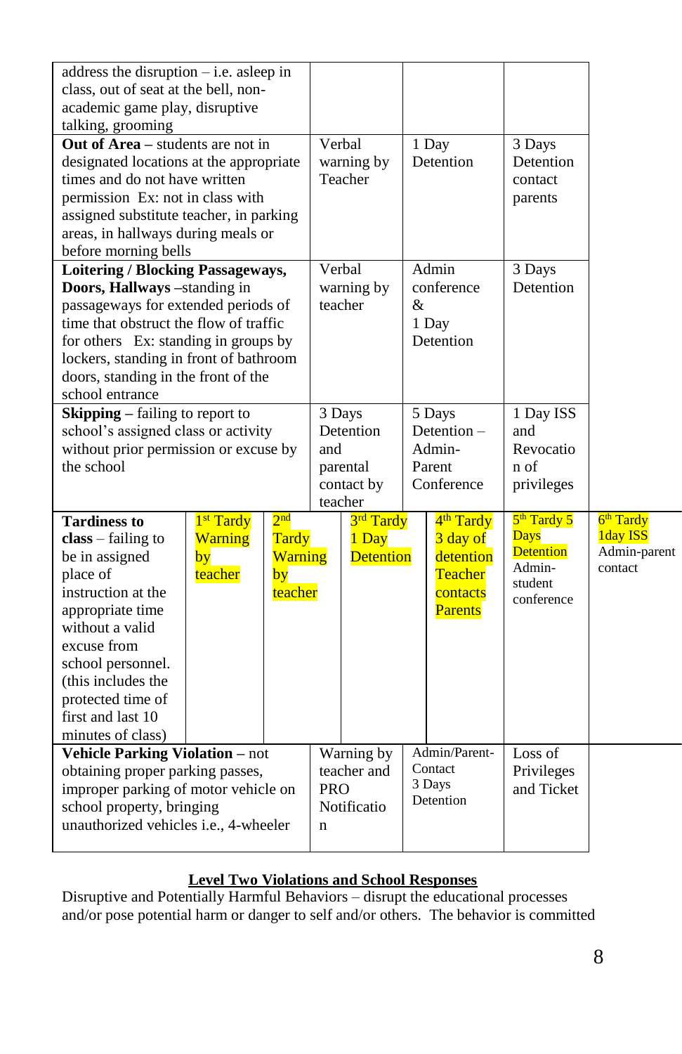| | | | |
|---|---|---|---|
| address the disruption – i.e. asleep in class, out of seat at the bell, non-academic game play, disruptive talking, grooming | | | |
| **Out of Area** – students are not in designated locations at the appropriate times and do not have written permission Ex: not in class with assigned substitute teacher, in parking areas, in hallways during meals or before morning bells | Verbal warning by Teacher | 1 Day Detention | 3 Days Detention contact parents |
| **Loitering / Blocking Passageways, Doors, Hallways** –standing in passageways for extended periods of time that obstruct the flow of traffic for others Ex: standing in groups by lockers, standing in front of bathroom doors, standing in the front of the school entrance | Verbal warning by teacher | Admin conference & 1 Day Detention | 3 Days Detention |
| **Skipping** – failing to report to school's assigned class or activity without prior permission or excuse by the school | 3 Days Detention and parental contact by teacher | 5 Days Detention – Admin-Parent Conference | 1 Day ISS and Revocation of privileges |

| | | | | | | |
|---|---|---|---|---|---|---|
| **Tardiness to class** – failing to be in assigned place of instruction at the appropriate time without a valid excuse from school personnel. (this includes the protected time of first and last 10 minutes of class) | 1st Tardy Warning by teacher | 2nd Tardy Warning by teacher | 3rd Tardy 1 Day Detention | 4th Tardy 3 day of detention Teacher contacts Parents | 5th Tardy 5 Days Detention Admin-student conference | 6th Tardy 1day ISS Admin-parent contact |

| | | | |
|---|---|---|---|
| **Vehicle Parking Violation** – not obtaining proper parking passes, improper parking of motor vehicle on school property, bringing unauthorized vehicles i.e., 4-wheeler | Warning by teacher and PRO Notification | Admin/Parent-Contact 3 Days Detention | Loss of Privileges and Ticket |

## Level Two Violations and School Responses

Disruptive and Potentially Harmful Behaviors – disrupt the educational processes and/or pose potential harm or danger to self and/or others. The behavior is committed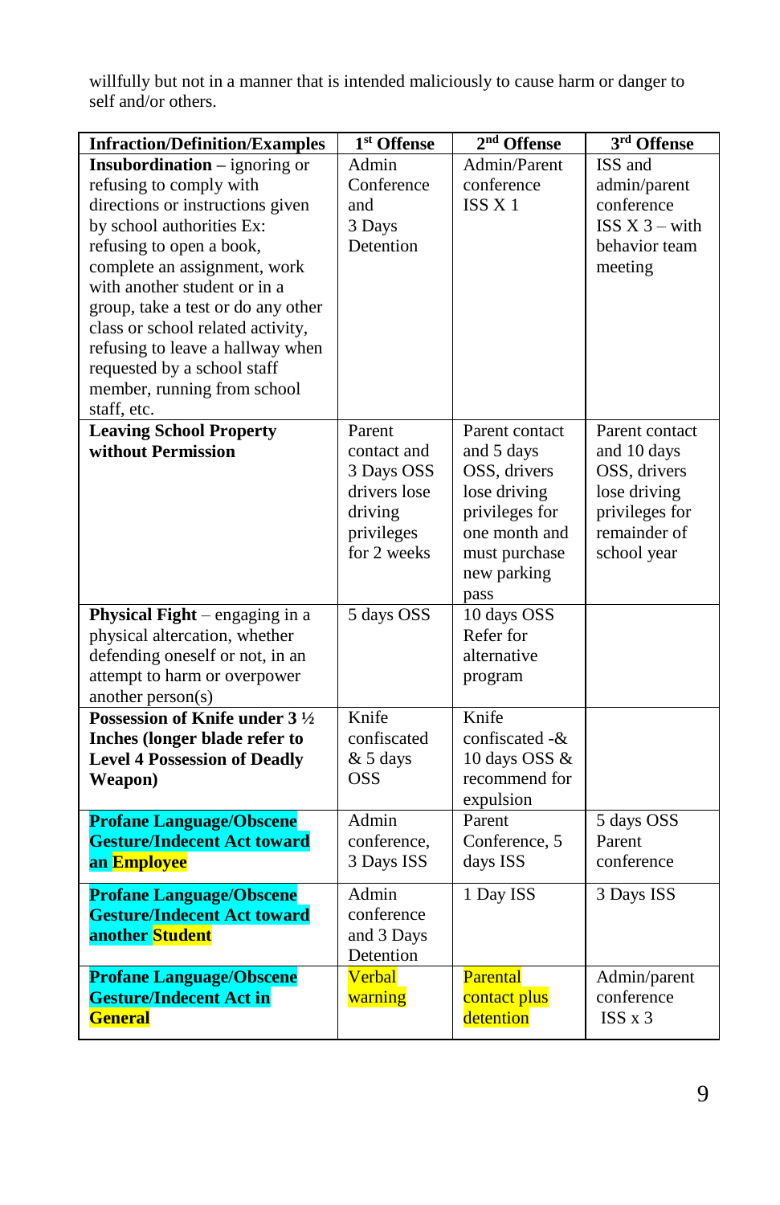willfully but not in a manner that is intended maliciously to cause harm or danger to self and/or others.

| Infraction/Definition/Examples | 1st Offense | 2nd Offense | 3rd Offense |
|---|---|---|---|
| **Insubordination** – ignoring or refusing to comply with directions or instructions given by school authorities Ex: refusing to open a book, complete an assignment, work with another student or in a group, take a test or do any other class or school related activity, refusing to leave a hallway when requested by a school staff member, running from school staff, etc. | Admin Conference and 3 Days Detention | Admin/Parent conference ISS X 1 | ISS and admin/parent conference ISS X 3 – with behavior team meeting |
| **Leaving School Property without Permission** | Parent contact and 3 Days OSS drivers lose driving privileges for 2 weeks | Parent contact and 5 days OSS, drivers lose driving privileges for one month and must purchase new parking pass | Parent contact and 10 days OSS, drivers lose driving privileges for remainder of school year |
| **Physical Fight** – engaging in a physical altercation, whether defending oneself or not, in an attempt to harm or overpower another person(s) | 5 days OSS | 10 days OSS Refer for alternative program | |
| **Possession of Knife under 3 ½ Inches (longer blade refer to Level 4 Possession of Deadly Weapon)** | Knife confiscated & 5 days OSS | Knife confiscated -& 10 days OSS & recommend for expulsion | |
| **Profane Language/Obscene Gesture/Indecent Act toward an Employee** | Admin conference, 3 Days ISS | Parent Conference, 5 days ISS | 5 days OSS Parent conference |
| **Profane Language/Obscene Gesture/Indecent Act toward another Student** | Admin conference and 3 Days Detention | 1 Day ISS | 3 Days ISS |
| **Profane Language/Obscene Gesture/Indecent Act in General** | Verbal warning | Parental contact plus detention | Admin/parent conference ISS x 3 |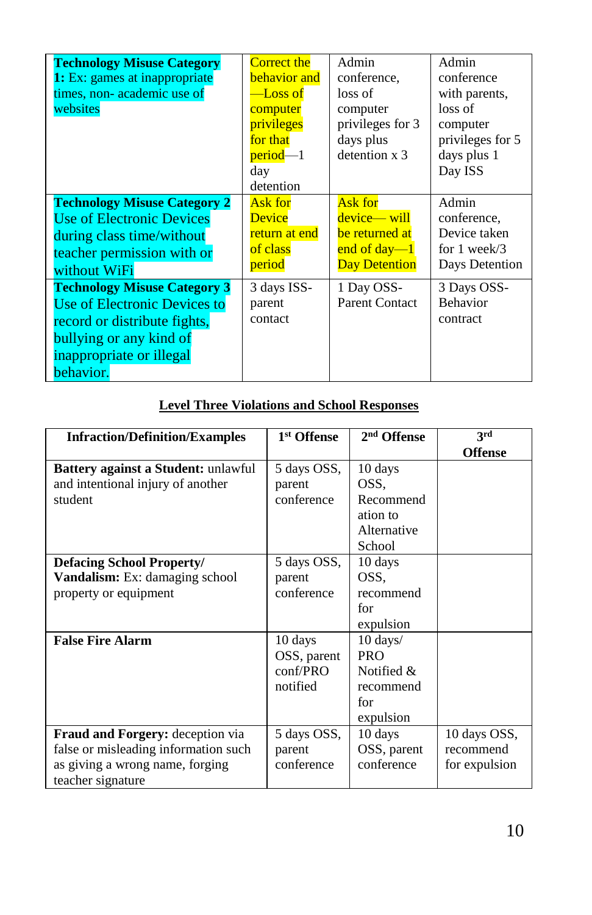| **Technology Misuse Category 1:** Ex: games at inappropriate times, non- academic use of websites | Correct the behavior and—Loss of computer privileges for that period—1 day detention | Admin conference, loss of computer privileges for 3 days plus detention x 3 | Admin conference with parents, loss of computer privileges for 5 days plus 1 Day ISS |
|---|---|---|---|
| **Technology Misuse Category 2** Use of Electronic Devices during class time/without teacher permission with or without WiFi | Ask for Device return at end of class period | Ask for device— will be returned at end of day—1 Day Detention | Admin conference, Device taken for 1 week/3 Days Detention |
| **Technology Misuse Category 3** Use of Electronic Devices to record or distribute fights, bullying or any kind of inappropriate or illegal behavior. | 3 days ISS-parent contact | 1 Day OSS-Parent Contact | 3 Days OSS-Behavior contract |

## Level Three Violations and School Responses

| Infraction/Definition/Examples | 1st Offense | 2nd Offense | 3rd Offense |
|---|---|---|---|
| **Battery against a Student:** unlawful and intentional injury of another student | 5 days OSS, parent conference | 10 days OSS, Recommendation to Alternative School | |
| **Defacing School Property/ Vandalism:** Ex: damaging school property or equipment | 5 days OSS, parent conference | 10 days OSS, recommend for expulsion | |
| **False Fire Alarm** | 10 days OSS, parent conf/PRO notified | 10 days/ PRO Notified & recommend for expulsion | |
| **Fraud and Forgery:** deception via false or misleading information such as giving a wrong name, forging teacher signature | 5 days OSS, parent conference | 10 days OSS, parent conference | 10 days OSS, recommend for expulsion |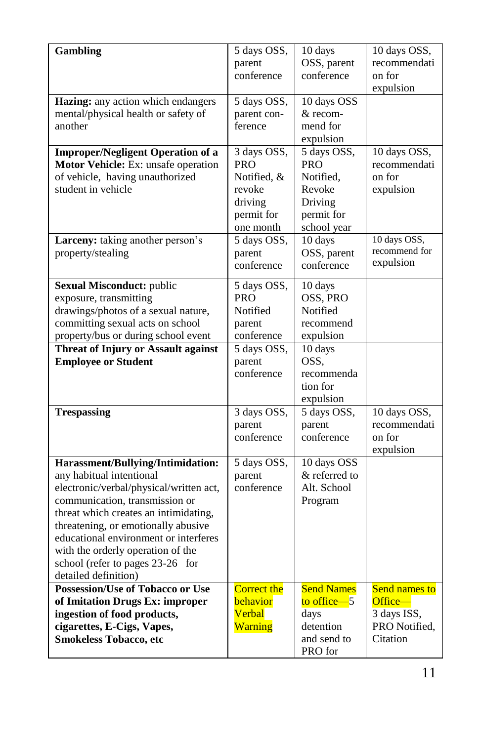| | | | |
|---|---|---|---|
| **Gambling** | 5 days OSS, parent conference | 10 days OSS, parent conference | 10 days OSS, recommendation for expulsion |
| **Hazing:** any action which endangers mental/physical health or safety of another | 5 days OSS, parent conference | 10 days OSS & recommend for expulsion | |
| **Improper/Negligent Operation of a Motor Vehicle:** Ex: unsafe operation of vehicle, having unauthorized student in vehicle | 3 days OSS, PRO Notified, & revoke driving permit for one month | 5 days OSS, PRO Notified, Revoke Driving permit for school year | 10 days OSS, recommendation for expulsion |
| **Larceny:** taking another person's property/stealing | 5 days OSS, parent conference | 10 days OSS, parent conference | 10 days OSS, recommend for expulsion |
| **Sexual Misconduct:** public exposure, transmitting drawings/photos of a sexual nature, committing sexual acts on school property/bus or during school event | 5 days OSS, PRO Notified parent conference | 10 days OSS, PRO Notified recommend expulsion | |
| **Threat of Injury or Assault against Employee or Student** | 5 days OSS, parent conference | 10 days OSS, recommendation for expulsion | |
| **Trespassing** | 3 days OSS, parent conference | 5 days OSS, parent conference | 10 days OSS, recommendation for expulsion |
| **Harassment/Bullying/Intimidation:** any habitual intentional electronic/verbal/physical/written act, communication, transmission or threat which creates an intimidating, threatening, or emotionally abusive educational environment or interferes with the orderly operation of the school (refer to pages 23-26 for detailed definition) | 5 days OSS, parent conference | 10 days OSS & referred to Alt. School Program | |
| **Possession/Use of Tobacco or Use of Imitation Drugs Ex: improper ingestion of food products, cigarettes, E-Cigs, Vapes, Smokeless Tobacco, etc** | Correct the behavior Verbal Warning | Send Names to office—5 days detention and send to PRO for | Send names to Office— 3 days ISS, PRO Notified, Citation |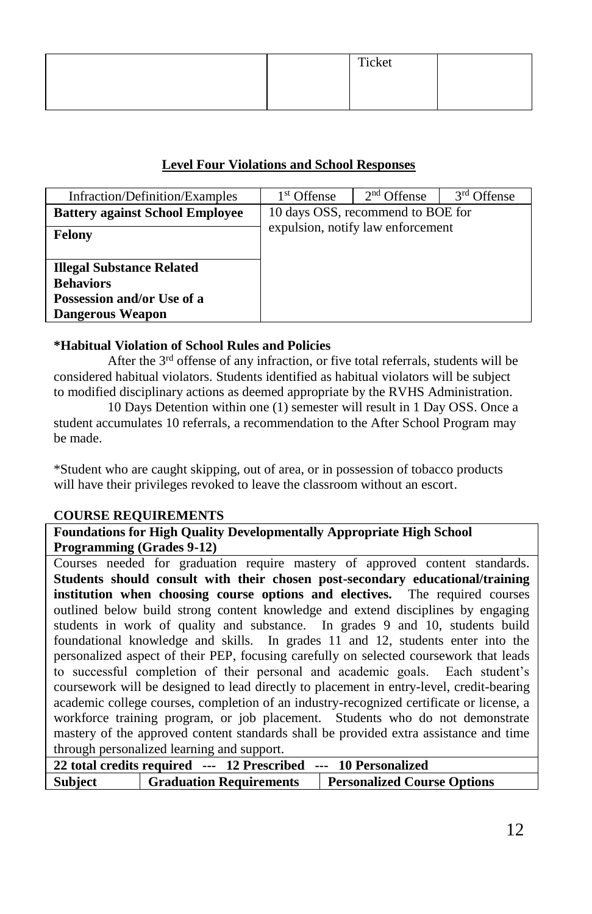| | | Ticket | |
|---|---|---|---|
| | | | |

## Level Four Violations and School Responses

| Infraction/Definition/Examples | 1st Offense | 2nd Offense | 3rd Offense |
|---|---|---|---|
| **Battery against School Employee** | 10 days OSS, recommend to BOE for expulsion, notify law enforcement | | |
| **Felony** | | | |
| **Illegal Substance Related Behaviors** | | | |
| **Possession and/or Use of a Dangerous Weapon** | | | |

**\*Habitual Violation of School Rules and Policies**

After the 3rd offense of any infraction, or five total referrals, students will be considered habitual violators. Students identified as habitual violators will be subject to modified disciplinary actions as deemed appropriate by the RVHS Administration.

10 Days Detention within one (1) semester will result in 1 Day OSS. Once a student accumulates 10 referrals, a recommendation to the After School Program may be made.

*Student who are caught skipping, out of area, or in possession of tobacco products will have their privileges revoked to leave the classroom without an escort.

**COURSE REQUIREMENTS**

| **Foundations for High Quality Developmentally Appropriate High School Programming (Grades 9-12)** | | |
|---|---|---|
| Courses needed for graduation require mastery of approved content standards. **Students should consult with their chosen post-secondary educational/training institution when choosing course options and electives.** The required courses outlined below build strong content knowledge and extend disciplines by engaging students in work of quality and substance. In grades 9 and 10, students build foundational knowledge and skills. In grades 11 and 12, students enter into the personalized aspect of their PEP, focusing carefully on selected coursework that leads to successful completion of their personal and academic goals. Each student's coursework will be designed to lead directly to placement in entry-level, credit-bearing academic college courses, completion of an industry-recognized certificate or license, a workforce training program, or job placement. Students who do not demonstrate mastery of the approved content standards shall be provided extra assistance and time through personalized learning and support. | | |
| **22 total credits required --- 12 Prescribed --- 10 Personalized** | | |
| **Subject** | **Graduation Requirements** | **Personalized Course Options** |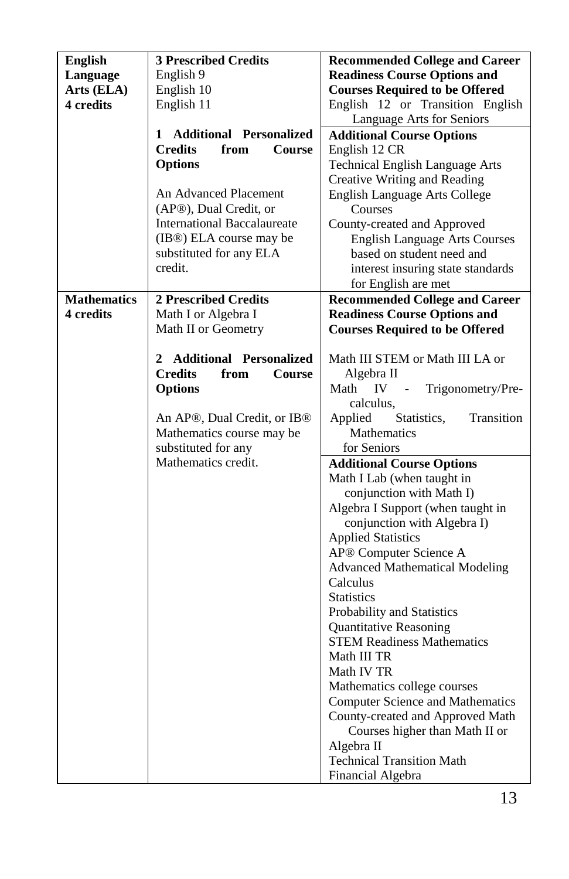| | | |
|---|---|---|
| **English Language Arts (ELA) 4 credits** | **3 Prescribed Credits**<br>English 9<br>English 10<br>English 11 | **Recommended College and Career Readiness Course Options and Courses Required to be Offered**<br>English 12 or Transition English Language Arts for Seniors |
| | **1 Additional Personalized Credits from Course Options**<br><br>An Advanced Placement (AP®), Dual Credit, or International Baccalaureate (IB®) ELA course may be substituted for any ELA credit. | **Additional Course Options**<br>English 12 CR<br>Technical English Language Arts<br>Creative Writing and Reading<br>English Language Arts College Courses<br>County-created and Approved English Language Arts Courses based on student need and interest insuring state standards for English are met |
| **Mathematics 4 credits** | **2 Prescribed Credits**<br>Math I or Algebra I<br>Math II or Geometry | **Recommended College and Career Readiness Course Options and Courses Required to be Offered**<br><br>Math III STEM or Math III LA or Algebra II<br>Math IV - Trigonometry/Pre-calculus,<br>Applied Statistics, Transition Mathematics for Seniors |
| | **2 Additional Personalized Credits from Course Options**<br><br>An AP®, Dual Credit, or IB® Mathematics course may be substituted for any Mathematics credit. | **Additional Course Options**<br>Math I Lab (when taught in conjunction with Math I)<br>Algebra I Support (when taught in conjunction with Algebra I)<br>Applied Statistics<br>AP® Computer Science A<br>Advanced Mathematical Modeling<br>Calculus<br>Statistics<br>Probability and Statistics<br>Quantitative Reasoning<br>STEM Readiness Mathematics<br>Math III TR<br>Math IV TR<br>Mathematics college courses<br>Computer Science and Mathematics<br>County-created and Approved Math Courses higher than Math II or Algebra II<br>Technical Transition Math<br>Financial Algebra |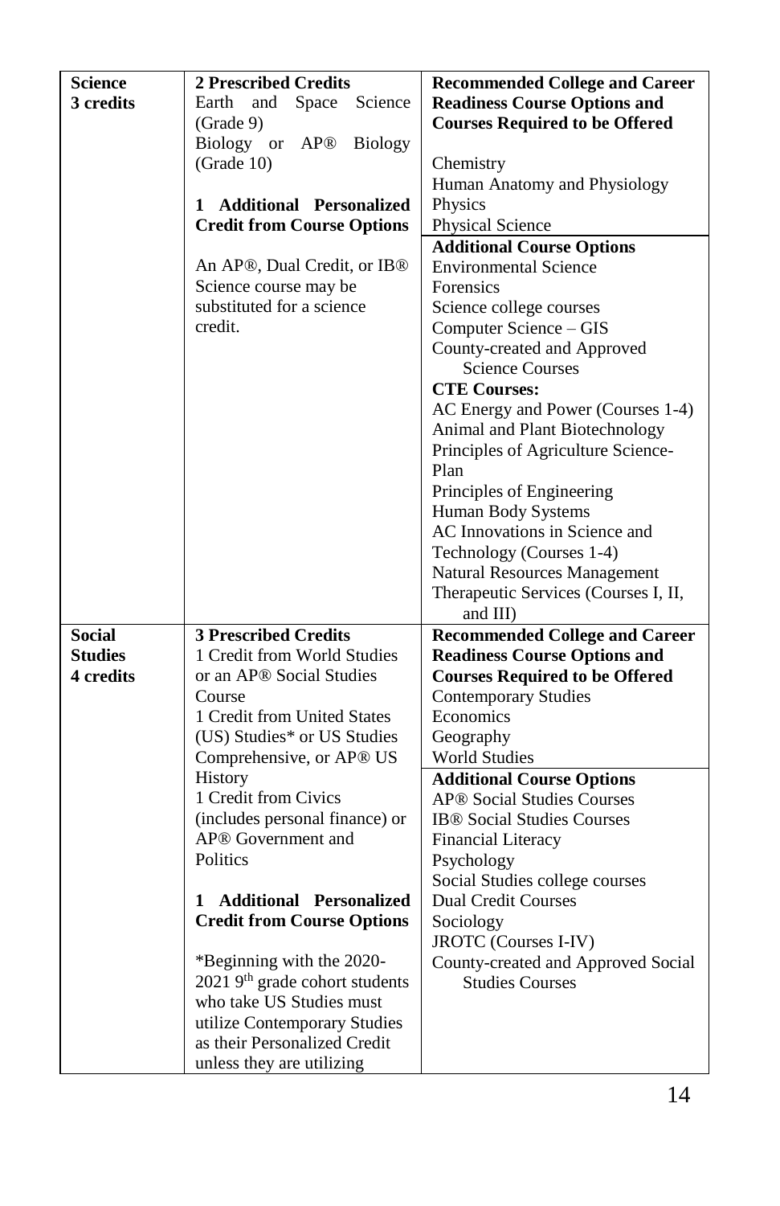| | | |
|---|---|---|
| **Science 3 credits** | **2 Prescribed Credits**<br>Earth and Space Science (Grade 9)<br>Biology or AP® Biology (Grade 10)<br><br>**1 Additional Personalized Credit from Course Options**<br><br>An AP®, Dual Credit, or IB® Science course may be substituted for a science credit. | **Recommended College and Career Readiness Course Options and Courses Required to be Offered**<br><br>Chemistry<br>Human Anatomy and Physiology<br>Physics<br>Physical Science<br>**Additional Course Options**<br>Environmental Science<br>Forensics<br>Science college courses<br>Computer Science – GIS<br>County-created and Approved Science Courses<br>**CTE Courses:**<br>AC Energy and Power (Courses 1-4)<br>Animal and Plant Biotechnology<br>Principles of Agriculture Science-Plan<br>Principles of Engineering<br>Human Body Systems<br>AC Innovations in Science and Technology (Courses 1-4)<br>Natural Resources Management<br>Therapeutic Services (Courses I, II, and III) |
| **Social Studies 4 credits** | **3 Prescribed Credits**<br>1 Credit from World Studies or an AP® Social Studies Course<br>1 Credit from United States (US) Studies* or US Studies Comprehensive, or AP® US History<br>1 Credit from Civics (includes personal finance) or AP® Government and Politics<br><br>**1 Additional Personalized Credit from Course Options**<br><br>*Beginning with the 2020-2021 9th grade cohort students who take US Studies must utilize Contemporary Studies as their Personalized Credit unless they are utilizing | **Recommended College and Career Readiness Course Options and Courses Required to be Offered**<br>Contemporary Studies<br>Economics<br>Geography<br>World Studies<br>**Additional Course Options**<br>AP® Social Studies Courses<br>IB® Social Studies Courses<br>Financial Literacy<br>Psychology<br>Social Studies college courses<br>Dual Credit Courses<br>Sociology<br>JROTC (Courses I-IV)<br>County-created and Approved Social Studies Courses |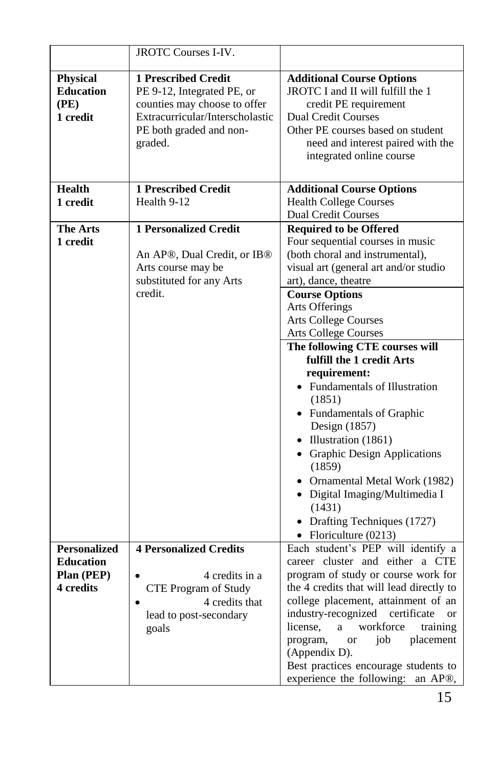| | | |
|---|---|---|
| | JROTC Courses I-IV. | |
| **Physical Education (PE)**<br>**1 credit** | **1 Prescribed Credit**<br>PE 9-12, Integrated PE, or counties may choose to offer Extracurricular/Interscholastic PE both graded and non-graded. | **Additional Course Options**<br>JROTC I and II will fulfill the 1 credit PE requirement<br>Dual Credit Courses<br>Other PE courses based on student need and interest paired with the integrated online course |
| **Health**<br>**1 credit** | **1 Prescribed Credit**<br>Health 9-12 | **Additional Course Options**<br>Health College Courses<br>Dual Credit Courses |
| **The Arts**<br>**1 credit** | **1 Personalized Credit**<br><br>An AP®, Dual Credit, or IB® Arts course may be substituted for any Arts credit. | **Required to be Offered**<br>Four sequential courses in music (both choral and instrumental), visual art (general art and/or studio art), dance, theatre<br>**Course Options**<br>Arts Offerings<br>Arts College Courses<br>Arts College Courses<br>**The following CTE courses will fulfill the 1 credit Arts requirement:**<br>• Fundamentals of Illustration (1851)<br>• Fundamentals of Graphic Design (1857)<br>• Illustration (1861)<br>• Graphic Design Applications (1859)<br>• Ornamental Metal Work (1982)<br>• Digital Imaging/Multimedia I (1431)<br>• Drafting Techniques (1727)<br>• Floriculture (0213) |
| **Personalized Education Plan (PEP)**<br>**4 credits** | **4 Personalized Credits**<br><br>• 4 credits in a CTE Program of Study<br>• 4 credits that lead to post-secondary goals | Each student's PEP will identify a career cluster and either a CTE program of study or course work for the 4 credits that will lead directly to college placement, attainment of an industry-recognized certificate or license, a workforce training program, or job placement (Appendix D).<br>Best practices encourage students to experience the following: an AP®, |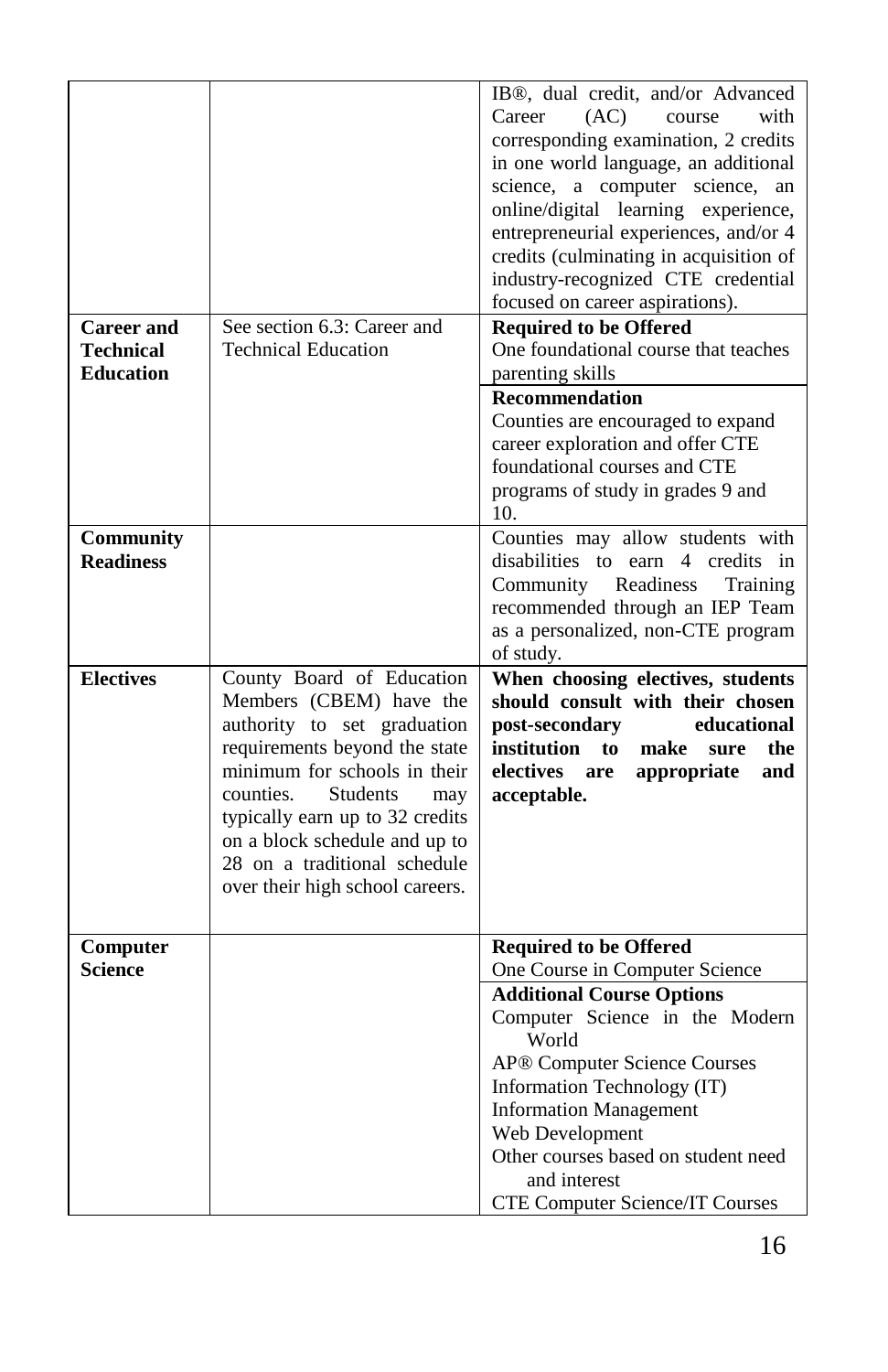| | | |
|---|---|---|
| | | IB®, dual credit, and/or Advanced Career (AC) course with corresponding examination, 2 credits in one world language, an additional science, a computer science, an online/digital learning experience, entrepreneurial experiences, and/or 4 credits (culminating in acquisition of industry-recognized CTE credential focused on career aspirations). |
| **Career and Technical Education** | See section 6.3: Career and Technical Education | **Required to be Offered**<br>One foundational course that teaches parenting skills<br>**Recommendation**<br>Counties are encouraged to expand career exploration and offer CTE foundational courses and CTE programs of study in grades 9 and 10. |
| **Community Readiness** | | Counties may allow students with disabilities to earn 4 credits in Community Readiness Training recommended through an IEP Team as a personalized, non-CTE program of study. |
| **Electives** | County Board of Education Members (CBEM) have the authority to set graduation requirements beyond the state minimum for schools in their counties. Students may typically earn up to 32 credits on a block schedule and up to 28 on a traditional schedule over their high school careers. | **When choosing electives, students should consult with their chosen post-secondary educational institution to make sure the electives are appropriate and acceptable.** |
| **Computer Science** | | **Required to be Offered**<br>One Course in Computer Science<br>**Additional Course Options**<br>Computer Science in the Modern World<br>AP® Computer Science Courses<br>Information Technology (IT)<br>Information Management<br>Web Development<br>Other courses based on student need and interest<br>CTE Computer Science/IT Courses |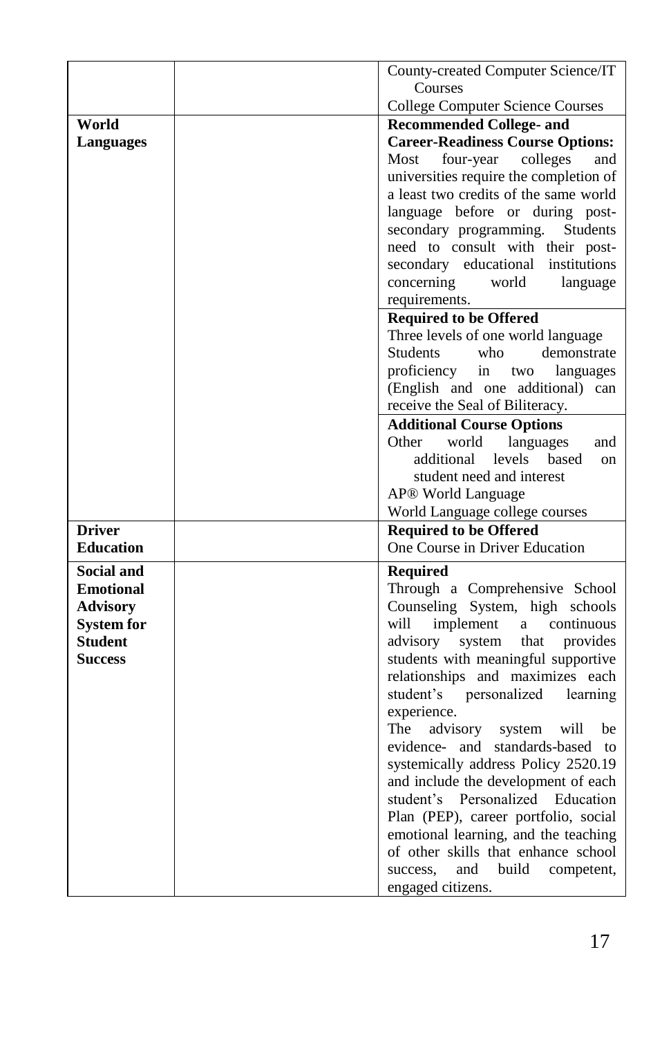| | | |
|---|---|---|
| | | County-created Computer Science/IT Courses<br>College Computer Science Courses |
| **World Languages** | | **Recommended College- and Career-Readiness Course Options:**<br>Most four-year colleges and universities require the completion of a least two credits of the same world language before or during post-secondary programming. Students need to consult with their post-secondary educational institutions concerning world language requirements. |
| | | **Required to be Offered**<br>Three levels of one world language<br>Students who demonstrate proficiency in two languages (English and one additional) can receive the Seal of Biliteracy. |
| | | **Additional Course Options**<br>Other world languages and additional levels based on student need and interest<br>AP® World Language<br>World Language college courses |
| **Driver Education** | | **Required to be Offered**<br>One Course in Driver Education |
| **Social and Emotional Advisory System for Student Success** | | **Required**<br>Through a Comprehensive School Counseling System, high schools will implement a continuous advisory system that provides students with meaningful supportive relationships and maximizes each student's personalized learning experience.<br>The advisory system will be evidence- and standards-based to systemically address Policy 2520.19 and include the development of each student's Personalized Education Plan (PEP), career portfolio, social emotional learning, and the teaching of other skills that enhance school success, and build competent, engaged citizens. |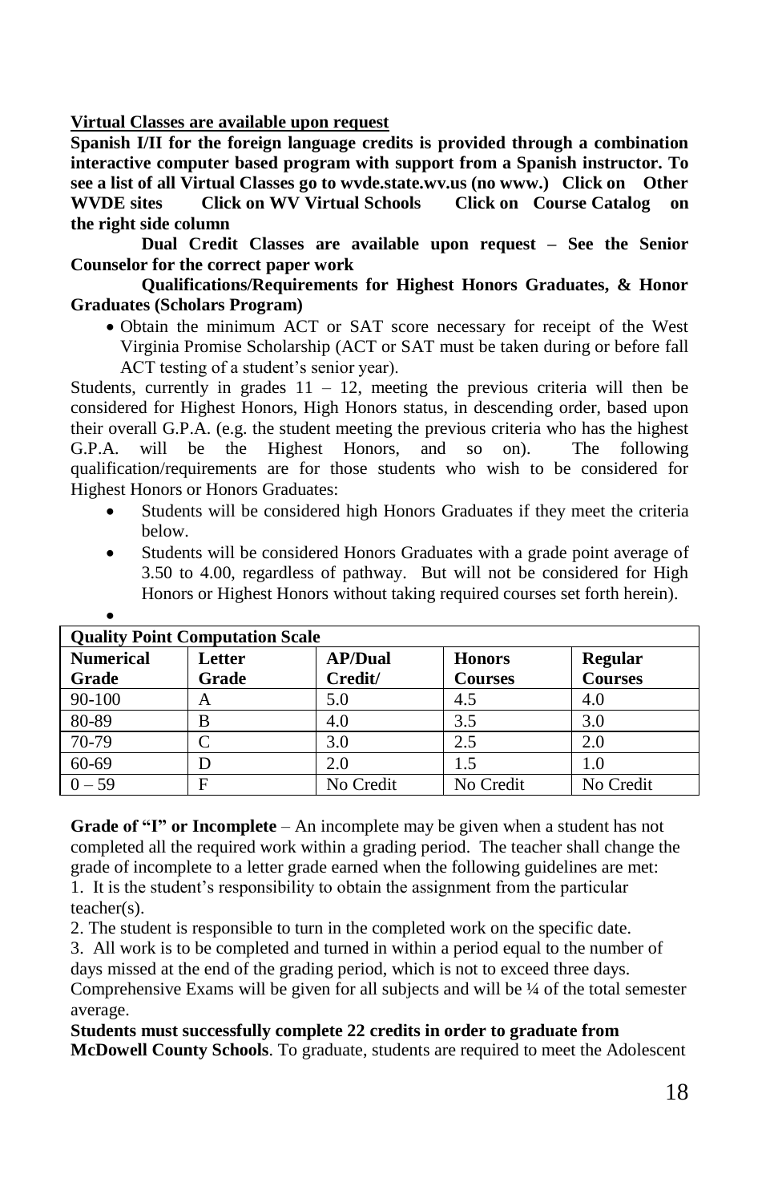**Virtual Classes are available upon request**

**Spanish I/II for the foreign language credits is provided through a combination interactive computer based program with support from a Spanish instructor. To see a list of all Virtual Classes go to wvde.state.wv.us (no www.) Click on Other WVDE sites Click on WV Virtual Schools Click on Course Catalog on the right side column**

**Dual Credit Classes are available upon request – See the Senior Counselor for the correct paper work**

**Qualifications/Requirements for Highest Honors Graduates, & Honor Graduates (Scholars Program)**

- Obtain the minimum ACT or SAT score necessary for receipt of the West Virginia Promise Scholarship (ACT or SAT must be taken during or before fall ACT testing of a student's senior year).

Students, currently in grades 11 – 12, meeting the previous criteria will then be considered for Highest Honors, High Honors status, in descending order, based upon their overall G.P.A. (e.g. the student meeting the previous criteria who has the highest G.P.A. will be the Highest Honors, and so on). The following qualification/requirements are for those students who wish to be considered for Highest Honors or Honors Graduates:

- Students will be considered high Honors Graduates if they meet the criteria below.
- Students will be considered Honors Graduates with a grade point average of 3.50 to 4.00, regardless of pathway. But will not be considered for High Honors or Highest Honors without taking required courses set forth herein).
-

| **Quality Point Computation Scale** | | | | |
|---|---|---|---|---|
| **Numerical Grade** | **Letter Grade** | **AP/Dual Credit/** | **Honors Courses** | **Regular Courses** |
| 90-100 | A | 5.0 | 4.5 | 4.0 |
| 80-89 | B | 4.0 | 3.5 | 3.0 |
| 70-79 | C | 3.0 | 2.5 | 2.0 |
| 60-69 | D | 2.0 | 1.5 | 1.0 |
| 0 – 59 | F | No Credit | No Credit | No Credit |

**Grade of "I" or Incomplete** – An incomplete may be given when a student has not completed all the required work within a grading period. The teacher shall change the grade of incomplete to a letter grade earned when the following guidelines are met:

1. It is the student's responsibility to obtain the assignment from the particular teacher(s).
2. The student is responsible to turn in the completed work on the specific date.
3. All work is to be completed and turned in within a period equal to the number of days missed at the end of the grading period, which is not to exceed three days.

Comprehensive Exams will be given for all subjects and will be ¼ of the total semester average.

**Students must successfully complete 22 credits in order to graduate from McDowell County Schools**. To graduate, students are required to meet the Adolescent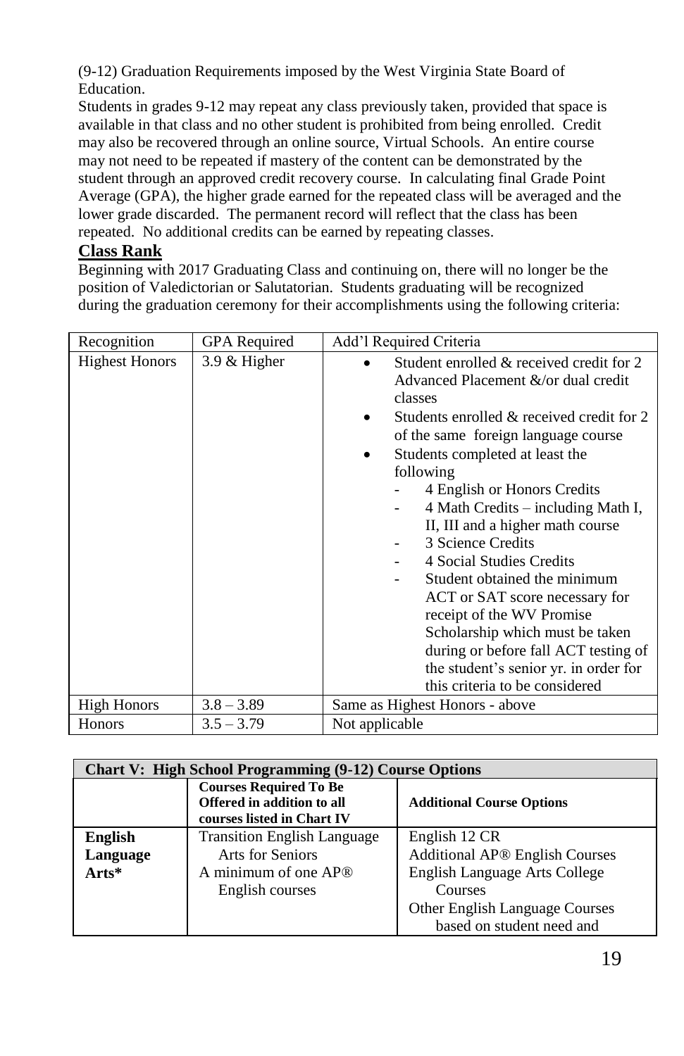(9-12) Graduation Requirements imposed by the West Virginia State Board of Education.

Students in grades 9-12 may repeat any class previously taken, provided that space is available in that class and no other student is prohibited from being enrolled. Credit may also be recovered through an online source, Virtual Schools. An entire course may not need to be repeated if mastery of the content can be demonstrated by the student through an approved credit recovery course. In calculating final Grade Point Average (GPA), the higher grade earned for the repeated class will be averaged and the lower grade discarded. The permanent record will reflect that the class has been repeated. No additional credits can be earned by repeating classes.

## Class Rank

Beginning with 2017 Graduating Class and continuing on, there will no longer be the position of Valedictorian or Salutatorian. Students graduating will be recognized during the graduation ceremony for their accomplishments using the following criteria:

| Recognition | GPA Required | Add'l Required Criteria |
|---|---|---|
| Highest Honors | 3.9 & Higher | • Student enrolled & received credit for 2 Advanced Placement &/or dual credit classes<br>• Students enrolled & received credit for 2 of the same foreign language course<br>• Students completed at least the following<br>- 4 English or Honors Credits<br>- 4 Math Credits – including Math I, II, III and a higher math course<br>- 3 Science Credits<br>- 4 Social Studies Credits<br>- Student obtained the minimum ACT or SAT score necessary for receipt of the WV Promise Scholarship which must be taken during or before fall ACT testing of the student's senior yr. in order for this criteria to be considered |
| High Honors | 3.8 – 3.89 | Same as Highest Honors - above |
| Honors | 3.5 – 3.79 | Not applicable |

| **Chart V: High School Programming (9-12) Course Options** | | |
|---|---|---|
| | **Courses Required To Be Offered in addition to all courses listed in Chart IV** | **Additional Course Options** |
| **English Language Arts*** | Transition English Language Arts for Seniors<br>A minimum of one AP® English courses | English 12 CR<br>Additional AP® English Courses<br>English Language Arts College Courses<br>Other English Language Courses based on student need and |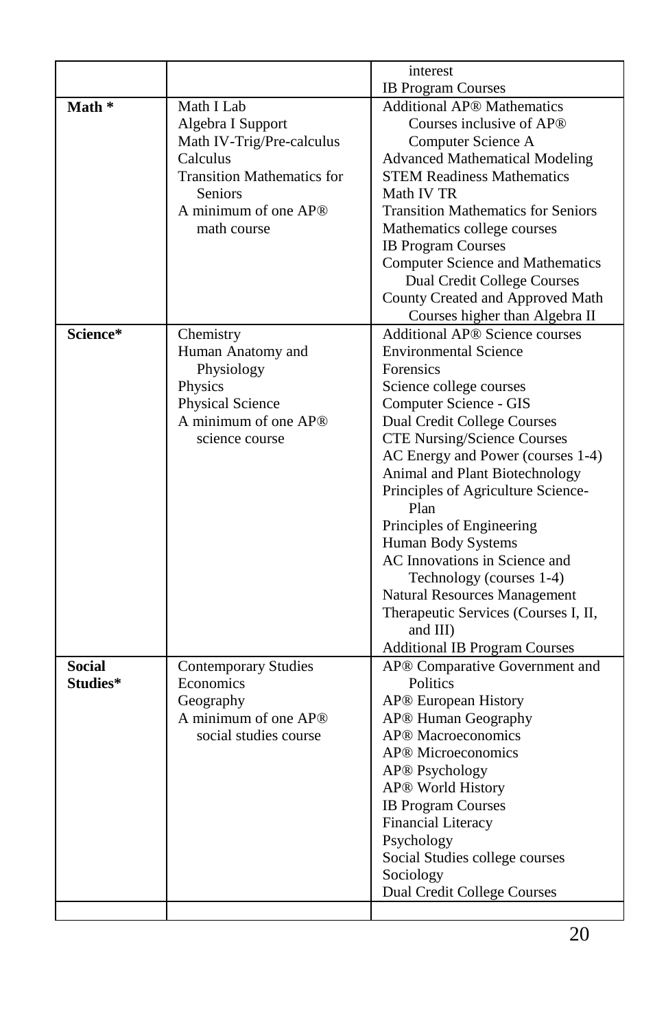| | | |
|---|---|---|
| | | interest<br>IB Program Courses |
| **Math \*** | Math I Lab<br>Algebra I Support<br>Math IV-Trig/Pre-calculus<br>Calculus<br>Transition Mathematics for Seniors<br>A minimum of one AP® math course | Additional AP® Mathematics Courses inclusive of AP® Computer Science A<br>Advanced Mathematical Modeling<br>STEM Readiness Mathematics<br>Math IV TR<br>Transition Mathematics for Seniors<br>Mathematics college courses<br>IB Program Courses<br>Computer Science and Mathematics Dual Credit College Courses<br>County Created and Approved Math Courses higher than Algebra II |
| **Science\*** | Chemistry<br>Human Anatomy and Physiology<br>Physics<br>Physical Science<br>A minimum of one AP® science course | Additional AP® Science courses<br>Environmental Science<br>Forensics<br>Science college courses<br>Computer Science - GIS<br>Dual Credit College Courses<br>CTE Nursing/Science Courses<br>AC Energy and Power (courses 1-4)<br>Animal and Plant Biotechnology<br>Principles of Agriculture Science-Plan<br>Principles of Engineering<br>Human Body Systems<br>AC Innovations in Science and Technology (courses 1-4)<br>Natural Resources Management<br>Therapeutic Services (Courses I, II, and III)<br>Additional IB Program Courses |
| **Social Studies\*** | Contemporary Studies<br>Economics<br>Geography<br>A minimum of one AP® social studies course | AP® Comparative Government and Politics<br>AP® European History<br>AP® Human Geography<br>AP® Macroeconomics<br>AP® Microeconomics<br>AP® Psychology<br>AP® World History<br>IB Program Courses<br>Financial Literacy<br>Psychology<br>Social Studies college courses<br>Sociology<br>Dual Credit College Courses |
| | | |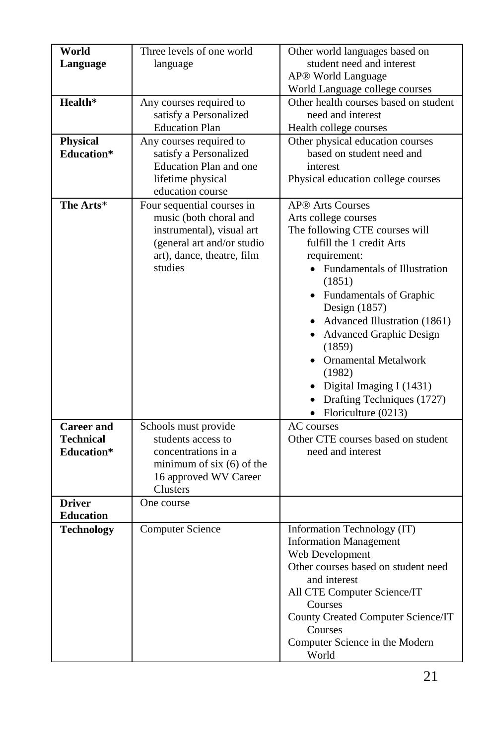| **World Language** | Three levels of one world language | Other world languages based on student need and interest<br>AP® World Language<br>World Language college courses |
|---|---|---|
| **Health*** | Any courses required to satisfy a Personalized Education Plan | Other health courses based on student need and interest<br>Health college courses |
| **Physical Education*** | Any courses required to satisfy a Personalized Education Plan and one lifetime physical education course | Other physical education courses based on student need and interest<br>Physical education college courses |
| **The Arts*** | Four sequential courses in music (both choral and instrumental), visual art (general art and/or studio art), dance, theatre, film studies | AP® Arts Courses<br>Arts college courses<br>The following CTE courses will fulfill the 1 credit Arts requirement:<br>• Fundamentals of Illustration (1851)<br>• Fundamentals of Graphic Design (1857)<br>• Advanced Illustration (1861)<br>• Advanced Graphic Design (1859)<br>• Ornamental Metalwork (1982)<br>• Digital Imaging I (1431)<br>• Drafting Techniques (1727)<br>• Floriculture (0213) |
| **Career and Technical Education*** | Schools must provide students access to concentrations in a minimum of six (6) of the 16 approved WV Career Clusters | AC courses<br>Other CTE courses based on student need and interest |
| **Driver Education** | One course | |
| **Technology** | Computer Science | Information Technology (IT)<br>Information Management<br>Web Development<br>Other courses based on student need and interest<br>All CTE Computer Science/IT Courses<br>County Created Computer Science/IT Courses<br>Computer Science in the Modern World |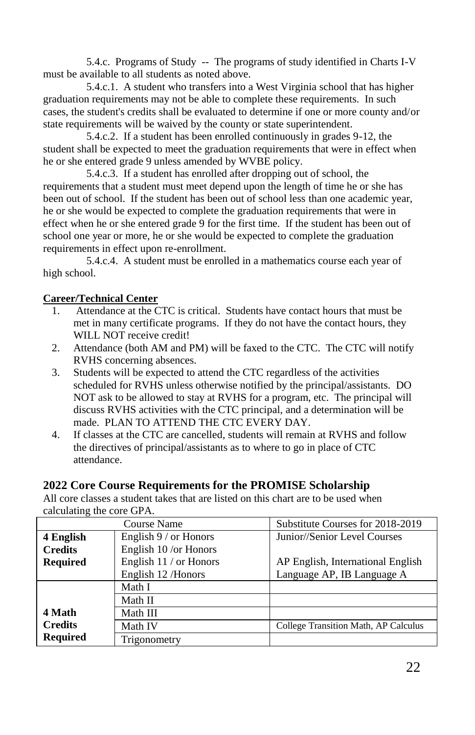5.4.c. Programs of Study -- The programs of study identified in Charts I-V must be available to all students as noted above.

5.4.c.1. A student who transfers into a West Virginia school that has higher graduation requirements may not be able to complete these requirements. In such cases, the student's credits shall be evaluated to determine if one or more county and/or state requirements will be waived by the county or state superintendent.

5.4.c.2. If a student has been enrolled continuously in grades 9-12, the student shall be expected to meet the graduation requirements that were in effect when he or she entered grade 9 unless amended by WVBE policy.

5.4.c.3. If a student has enrolled after dropping out of school, the requirements that a student must meet depend upon the length of time he or she has been out of school. If the student has been out of school less than one academic year, he or she would be expected to complete the graduation requirements that were in effect when he or she entered grade 9 for the first time. If the student has been out of school one year or more, he or she would be expected to complete the graduation requirements in effect upon re-enrollment.

5.4.c.4. A student must be enrolled in a mathematics course each year of high school.

**Career/Technical Center**

1. Attendance at the CTC is critical. Students have contact hours that must be met in many certificate programs. If they do not have the contact hours, they WILL NOT receive credit!
2. Attendance (both AM and PM) will be faxed to the CTC. The CTC will notify RVHS concerning absences.
3. Students will be expected to attend the CTC regardless of the activities scheduled for RVHS unless otherwise notified by the principal/assistants. DO NOT ask to be allowed to stay at RVHS for a program, etc. The principal will discuss RVHS activities with the CTC principal, and a determination will be made. PLAN TO ATTEND THE CTC EVERY DAY.
4. If classes at the CTC are cancelled, students will remain at RVHS and follow the directives of principal/assistants as to where to go in place of CTC attendance.

## 2022 Core Course Requirements for the PROMISE Scholarship

All core classes a student takes that are listed on this chart are to be used when calculating the core GPA.

| Course Name | | Substitute Courses for 2018-2019 |
|---|---|---|
| **4 English Credits Required** | English 9 / or Honors<br>English 10 /or Honors<br>English 11 / or Honors<br>English 12 /Honors | Junior//Senior Level Courses<br><br>AP English, International English Language AP, IB Language A |
| **4 Math Credits Required** | Math I | |
| | Math II | |
| | Math III | |
| | Math IV | College Transition Math, AP Calculus |
| | Trigonometry | |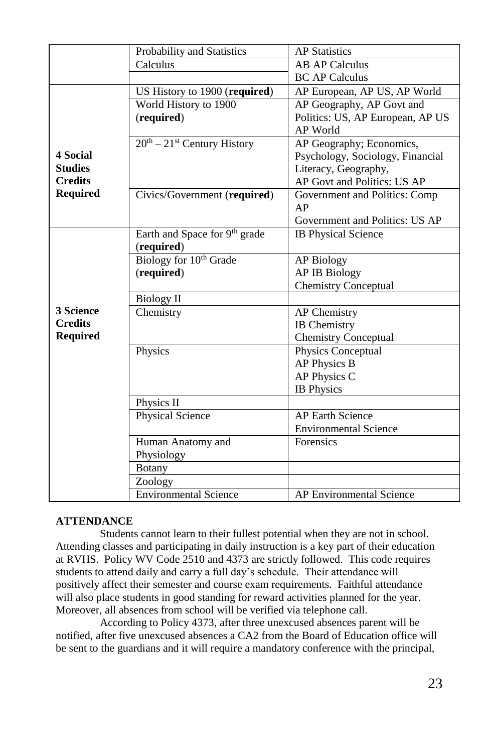| | | |
|---|---|---|
| | Probability and Statistics | AP Statistics |
| | Calculus | AB AP Calculus<br>BC AP Calculus |
| **4 Social Studies Credits Required** | US History to 1900 (**required**) | AP European, AP US, AP World |
| | World History to 1900 (**required**) | AP Geography, AP Govt and Politics: US, AP European, AP US AP World |
| | $20^{th}$ – $21^{st}$ Century History | AP Geography; Economics, Psychology, Sociology, Financial Literacy, Geography, AP Govt and Politics: US AP |
| | Civics/Government (**required**) | Government and Politics: Comp AP<br>Government and Politics: US AP |
| **3 Science Credits Required** | Earth and Space for $9^{th}$ grade (**required**) | IB Physical Science |
| | Biology for $10^{th}$ Grade (**required**) | AP Biology<br>AP IB Biology<br>Chemistry Conceptual |
| | Biology II | |
| | Chemistry | AP Chemistry<br>IB Chemistry<br>Chemistry Conceptual |
| | Physics | Physics Conceptual<br>AP Physics B<br>AP Physics C<br>IB Physics |
| | Physics II | |
| | Physical Science | AP Earth Science<br>Environmental Science |
| | Human Anatomy and Physiology | Forensics |
| | Botany | |
| | Zoology | |
| | Environmental Science | AP Environmental Science |

**ATTENDANCE**

Students cannot learn to their fullest potential when they are not in school. Attending classes and participating in daily instruction is a key part of their education at RVHS. Policy WV Code 2510 and 4373 are strictly followed. This code requires students to attend daily and carry a full day's schedule. Their attendance will positively affect their semester and course exam requirements. Faithful attendance will also place students in good standing for reward activities planned for the year. Moreover, all absences from school will be verified via telephone call.

According to Policy 4373, after three unexcused absences parent will be notified, after five unexcused absences a CA2 from the Board of Education office will be sent to the guardians and it will require a mandatory conference with the principal,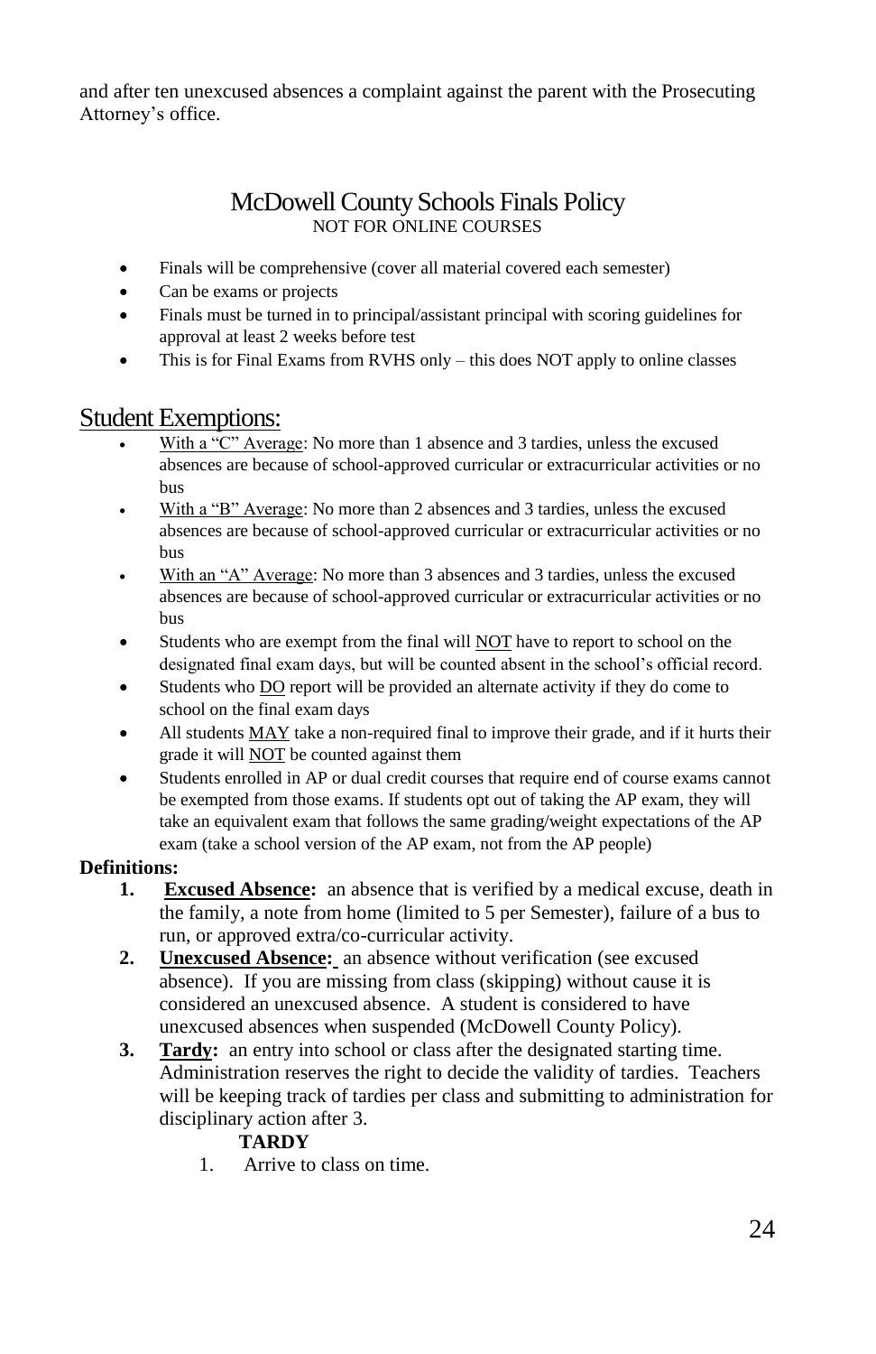and after ten unexcused absences a complaint against the parent with the Prosecuting Attorney's office.

## McDowell County Schools Finals Policy

NOT FOR ONLINE COURSES

- Finals will be comprehensive (cover all material covered each semester)
- Can be exams or projects
- Finals must be turned in to principal/assistant principal with scoring guidelines for approval at least 2 weeks before test
- This is for Final Exams from RVHS only – this does NOT apply to online classes

## Student Exemptions:

- With a "C" Average: No more than 1 absence and 3 tardies, unless the excused absences are because of school-approved curricular or extracurricular activities or no bus
- With a "B" Average: No more than 2 absences and 3 tardies, unless the excused absences are because of school-approved curricular or extracurricular activities or no bus
- With an "A" Average: No more than 3 absences and 3 tardies, unless the excused absences are because of school-approved curricular or extracurricular activities or no bus
- Students who are exempt from the final will NOT have to report to school on the designated final exam days, but will be counted absent in the school's official record.
- Students who DO report will be provided an alternate activity if they do come to school on the final exam days
- All students MAY take a non-required final to improve their grade, and if it hurts their grade it will NOT be counted against them
- Students enrolled in AP or dual credit courses that require end of course exams cannot be exempted from those exams. If students opt out of taking the AP exam, they will take an equivalent exam that follows the same grading/weight expectations of the AP exam (take a school version of the AP exam, not from the AP people)

**Definitions:**

1. **Excused Absence:** an absence that is verified by a medical excuse, death in the family, a note from home (limited to 5 per Semester), failure of a bus to run, or approved extra/co-curricular activity.
2. **Unexcused Absence:** an absence without verification (see excused absence). If you are missing from class (skipping) without cause it is considered an unexcused absence. A student is considered to have unexcused absences when suspended (McDowell County Policy).
3. **Tardy:** an entry into school or class after the designated starting time. Administration reserves the right to decide the validity of tardies. Teachers will be keeping track of tardies per class and submitting to administration for disciplinary action after 3.

**TARDY**

1. Arrive to class on time.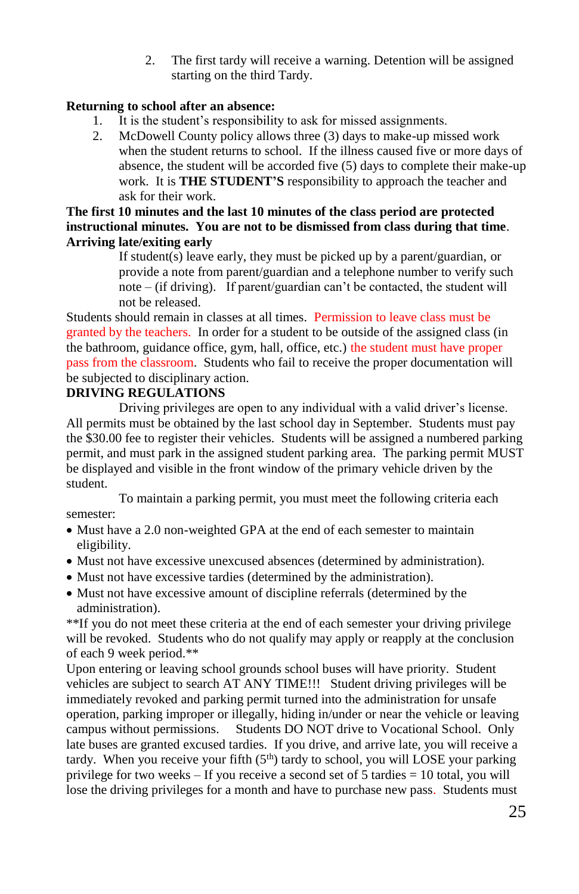2. The first tardy will receive a warning. Detention will be assigned starting on the third Tardy.

**Returning to school after an absence:**

1. It is the student's responsibility to ask for missed assignments.
2. McDowell County policy allows three (3) days to make-up missed work when the student returns to school. If the illness caused five or more days of absence, the student will be accorded five (5) days to complete their make-up work. It is **THE STUDENT'S** responsibility to approach the teacher and ask for their work.

**The first 10 minutes and the last 10 minutes of the class period are protected instructional minutes. You are not to be dismissed from class during that time**.

**Arriving late/exiting early**

If student(s) leave early, they must be picked up by a parent/guardian, or provide a note from parent/guardian and a telephone number to verify such note – (if driving). If parent/guardian can't be contacted, the student will not be released.

Students should remain in classes at all times. Permission to leave class must be granted by the teachers. In order for a student to be outside of the assigned class (in the bathroom, guidance office, gym, hall, office, etc.) the student must have proper pass from the classroom. Students who fail to receive the proper documentation will be subjected to disciplinary action.

**DRIVING REGULATIONS**

Driving privileges are open to any individual with a valid driver's license. All permits must be obtained by the last school day in September. Students must pay the $30.00 fee to register their vehicles. Students will be assigned a numbered parking permit, and must park in the assigned student parking area. The parking permit MUST be displayed and visible in the front window of the primary vehicle driven by the student.

To maintain a parking permit, you must meet the following criteria each semester:

- Must have a 2.0 non-weighted GPA at the end of each semester to maintain eligibility.
- Must not have excessive unexcused absences (determined by administration).
- Must not have excessive tardies (determined by the administration).
- Must not have excessive amount of discipline referrals (determined by the administration).

**If you do not meet these criteria at the end of each semester your driving privilege will be revoked. Students who do not qualify may apply or reapply at the conclusion of each 9 week period.**

Upon entering or leaving school grounds school buses will have priority. Student vehicles are subject to search AT ANY TIME!!! Student driving privileges will be immediately revoked and parking permit turned into the administration for unsafe operation, parking improper or illegally, hiding in/under or near the vehicle or leaving campus without permissions. Students DO NOT drive to Vocational School. Only late buses are granted excused tardies. If you drive, and arrive late, you will receive a tardy. When you receive your fifth (5th) tardy to school, you will LOSE your parking privilege for two weeks – If you receive a second set of 5 tardies = 10 total, you will lose the driving privileges for a month and have to purchase new pass. Students must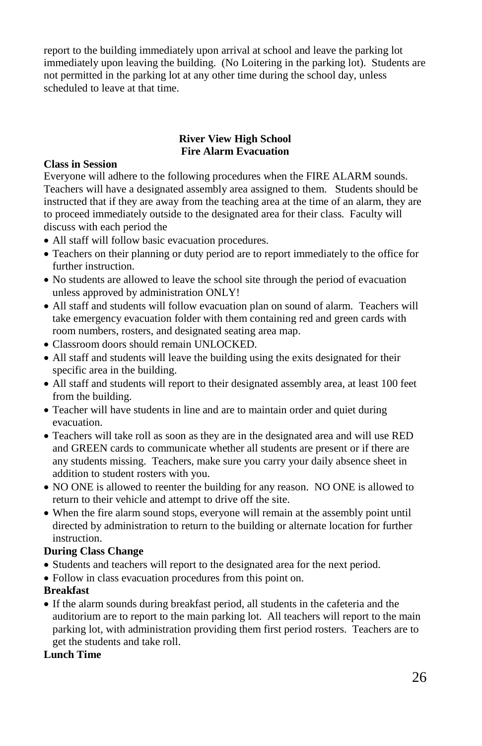report to the building immediately upon arrival at school and leave the parking lot immediately upon leaving the building. (No Loitering in the parking lot). Students are not permitted in the parking lot at any other time during the school day, unless scheduled to leave at that time.

## River View High School
## Fire Alarm Evacuation

**Class in Session**

Everyone will adhere to the following procedures when the FIRE ALARM sounds. Teachers will have a designated assembly area assigned to them. Students should be instructed that if they are away from the teaching area at the time of an alarm, they are to proceed immediately outside to the designated area for their class. Faculty will discuss with each period the

- All staff will follow basic evacuation procedures.
- Teachers on their planning or duty period are to report immediately to the office for further instruction.
- No students are allowed to leave the school site through the period of evacuation unless approved by administration ONLY!
- All staff and students will follow evacuation plan on sound of alarm. Teachers will take emergency evacuation folder with them containing red and green cards with room numbers, rosters, and designated seating area map.
- Classroom doors should remain UNLOCKED.
- All staff and students will leave the building using the exits designated for their specific area in the building.
- All staff and students will report to their designated assembly area, at least 100 feet from the building.
- Teacher will have students in line and are to maintain order and quiet during evacuation.
- Teachers will take roll as soon as they are in the designated area and will use RED and GREEN cards to communicate whether all students are present or if there are any students missing. Teachers, make sure you carry your daily absence sheet in addition to student rosters with you.
- NO ONE is allowed to reenter the building for any reason. NO ONE is allowed to return to their vehicle and attempt to drive off the site.
- When the fire alarm sound stops, everyone will remain at the assembly point until directed by administration to return to the building or alternate location for further instruction.

**During Class Change**

- Students and teachers will report to the designated area for the next period.
- Follow in class evacuation procedures from this point on.

**Breakfast**

- If the alarm sounds during breakfast period, all students in the cafeteria and the auditorium are to report to the main parking lot. All teachers will report to the main parking lot, with administration providing them first period rosters. Teachers are to get the students and take roll.

**Lunch Time**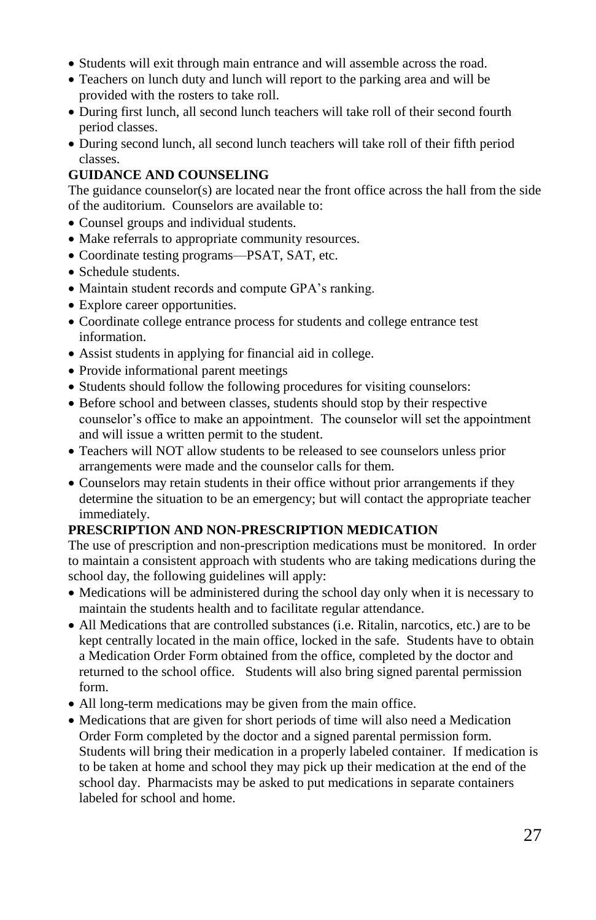- Students will exit through main entrance and will assemble across the road.
- Teachers on lunch duty and lunch will report to the parking area and will be provided with the rosters to take roll.
- During first lunch, all second lunch teachers will take roll of their second fourth period classes.
- During second lunch, all second lunch teachers will take roll of their fifth period classes.

**GUIDANCE AND COUNSELING**

The guidance counselor(s) are located near the front office across the hall from the side of the auditorium. Counselors are available to:

- Counsel groups and individual students.
- Make referrals to appropriate community resources.
- Coordinate testing programs—PSAT, SAT, etc.
- Schedule students.
- Maintain student records and compute GPA's ranking.
- Explore career opportunities.
- Coordinate college entrance process for students and college entrance test information.
- Assist students in applying for financial aid in college.
- Provide informational parent meetings
- Students should follow the following procedures for visiting counselors:
- Before school and between classes, students should stop by their respective counselor's office to make an appointment. The counselor will set the appointment and will issue a written permit to the student.
- Teachers will NOT allow students to be released to see counselors unless prior arrangements were made and the counselor calls for them.
- Counselors may retain students in their office without prior arrangements if they determine the situation to be an emergency; but will contact the appropriate teacher immediately.

**PRESCRIPTION AND NON-PRESCRIPTION MEDICATION**

The use of prescription and non-prescription medications must be monitored. In order to maintain a consistent approach with students who are taking medications during the school day, the following guidelines will apply:

- Medications will be administered during the school day only when it is necessary to maintain the students health and to facilitate regular attendance.
- All Medications that are controlled substances (i.e. Ritalin, narcotics, etc.) are to be kept centrally located in the main office, locked in the safe. Students have to obtain a Medication Order Form obtained from the office, completed by the doctor and returned to the school office. Students will also bring signed parental permission form.
- All long-term medications may be given from the main office.
- Medications that are given for short periods of time will also need a Medication Order Form completed by the doctor and a signed parental permission form. Students will bring their medication in a properly labeled container. If medication is to be taken at home and school they may pick up their medication at the end of the school day. Pharmacists may be asked to put medications in separate containers labeled for school and home.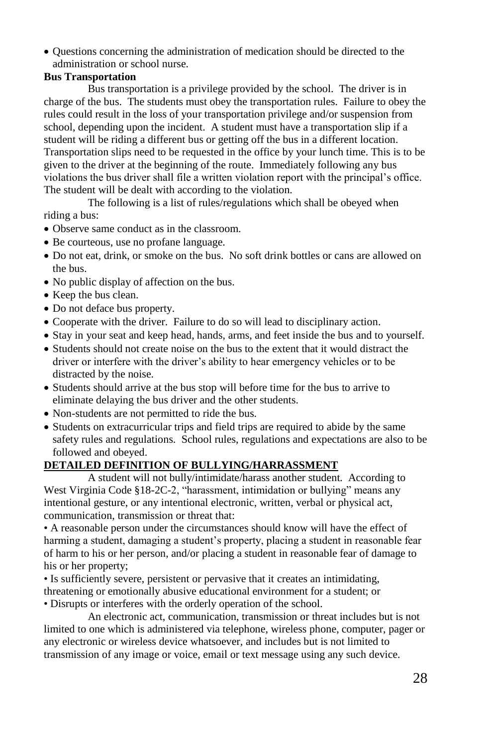- Questions concerning the administration of medication should be directed to the administration or school nurse.

**Bus Transportation**

Bus transportation is a privilege provided by the school. The driver is in charge of the bus. The students must obey the transportation rules. Failure to obey the rules could result in the loss of your transportation privilege and/or suspension from school, depending upon the incident. A student must have a transportation slip if a student will be riding a different bus or getting off the bus in a different location. Transportation slips need to be requested in the office by your lunch time. This is to be given to the driver at the beginning of the route. Immediately following any bus violations the bus driver shall file a written violation report with the principal's office. The student will be dealt with according to the violation.

The following is a list of rules/regulations which shall be obeyed when riding a bus:

- Observe same conduct as in the classroom.
- Be courteous, use no profane language.
- Do not eat, drink, or smoke on the bus. No soft drink bottles or cans are allowed on the bus.
- No public display of affection on the bus.
- Keep the bus clean.
- Do not deface bus property.
- Cooperate with the driver. Failure to do so will lead to disciplinary action.
- Stay in your seat and keep head, hands, arms, and feet inside the bus and to yourself.
- Students should not create noise on the bus to the extent that it would distract the driver or interfere with the driver's ability to hear emergency vehicles or to be distracted by the noise.
- Students should arrive at the bus stop will before time for the bus to arrive to eliminate delaying the bus driver and the other students.
- Non-students are not permitted to ride the bus.
- Students on extracurricular trips and field trips are required to abide by the same safety rules and regulations. School rules, regulations and expectations are also to be followed and obeyed.

**DETAILED DEFINITION OF BULLYING/HARRASSMENT**

A student will not bully/intimidate/harass another student. According to West Virginia Code §18-2C-2, "harassment, intimidation or bullying" means any intentional gesture, or any intentional electronic, written, verbal or physical act, communication, transmission or threat that:

- A reasonable person under the circumstances should know will have the effect of harming a student, damaging a student's property, placing a student in reasonable fear of harm to his or her person, and/or placing a student in reasonable fear of damage to his or her property;
- Is sufficiently severe, persistent or pervasive that it creates an intimidating, threatening or emotionally abusive educational environment for a student; or
- Disrupts or interferes with the orderly operation of the school.

An electronic act, communication, transmission or threat includes but is not limited to one which is administered via telephone, wireless phone, computer, pager or any electronic or wireless device whatsoever, and includes but is not limited to transmission of any image or voice, email or text message using any such device.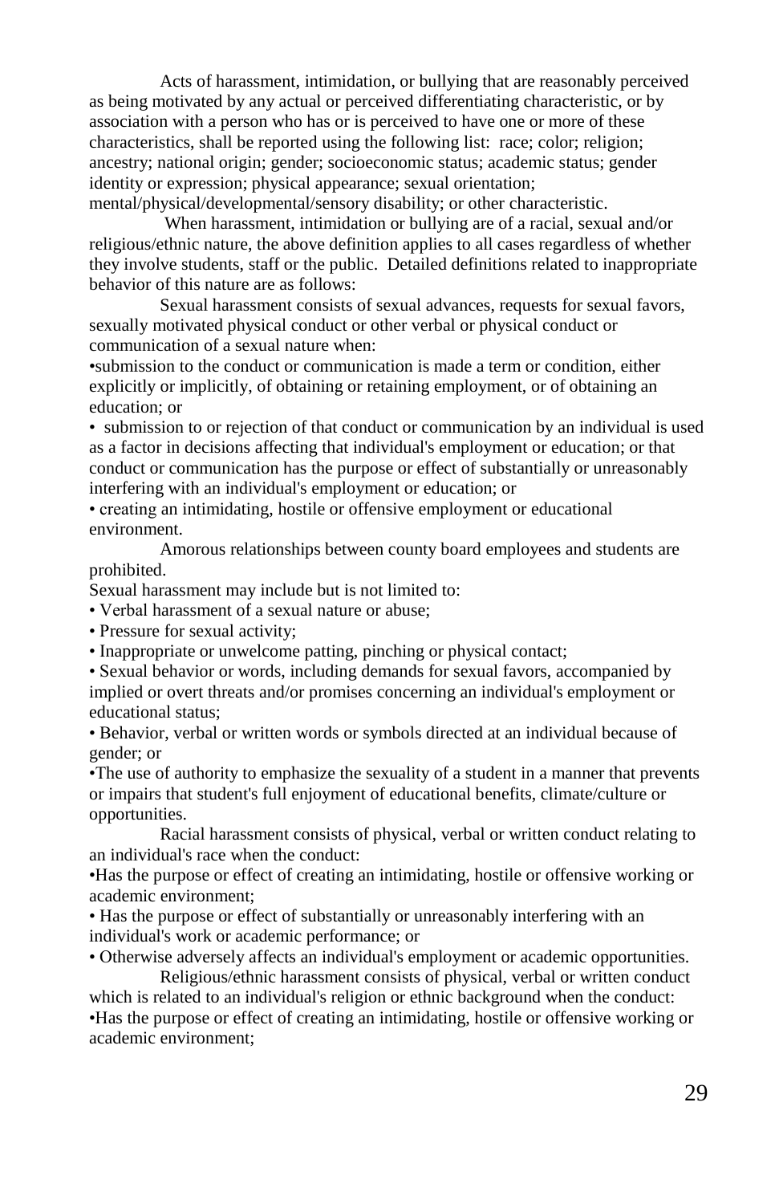Acts of harassment, intimidation, or bullying that are reasonably perceived as being motivated by any actual or perceived differentiating characteristic, or by association with a person who has or is perceived to have one or more of these characteristics, shall be reported using the following list: race; color; religion; ancestry; national origin; gender; socioeconomic status; academic status; gender identity or expression; physical appearance; sexual orientation; mental/physical/developmental/sensory disability; or other characteristic.

When harassment, intimidation or bullying are of a racial, sexual and/or religious/ethnic nature, the above definition applies to all cases regardless of whether they involve students, staff or the public. Detailed definitions related to inappropriate behavior of this nature are as follows:

Sexual harassment consists of sexual advances, requests for sexual favors, sexually motivated physical conduct or other verbal or physical conduct or communication of a sexual nature when:

- submission to the conduct or communication is made a term or condition, either explicitly or implicitly, of obtaining or retaining employment, or of obtaining an education; or
- submission to or rejection of that conduct or communication by an individual is used as a factor in decisions affecting that individual's employment or education; or that conduct or communication has the purpose or effect of substantially or unreasonably interfering with an individual's employment or education; or
- creating an intimidating, hostile or offensive employment or educational environment.

Amorous relationships between county board employees and students are prohibited.

Sexual harassment may include but is not limited to:

- Verbal harassment of a sexual nature or abuse;
- Pressure for sexual activity;
- Inappropriate or unwelcome patting, pinching or physical contact;
- Sexual behavior or words, including demands for sexual favors, accompanied by implied or overt threats and/or promises concerning an individual's employment or educational status;
- Behavior, verbal or written words or symbols directed at an individual because of gender; or
- The use of authority to emphasize the sexuality of a student in a manner that prevents or impairs that student's full enjoyment of educational benefits, climate/culture or opportunities.

Racial harassment consists of physical, verbal or written conduct relating to an individual's race when the conduct:

- Has the purpose or effect of creating an intimidating, hostile or offensive working or academic environment;
- Has the purpose or effect of substantially or unreasonably interfering with an individual's work or academic performance; or
- Otherwise adversely affects an individual's employment or academic opportunities.

Religious/ethnic harassment consists of physical, verbal or written conduct which is related to an individual's religion or ethnic background when the conduct:

- Has the purpose or effect of creating an intimidating, hostile or offensive working or academic environment;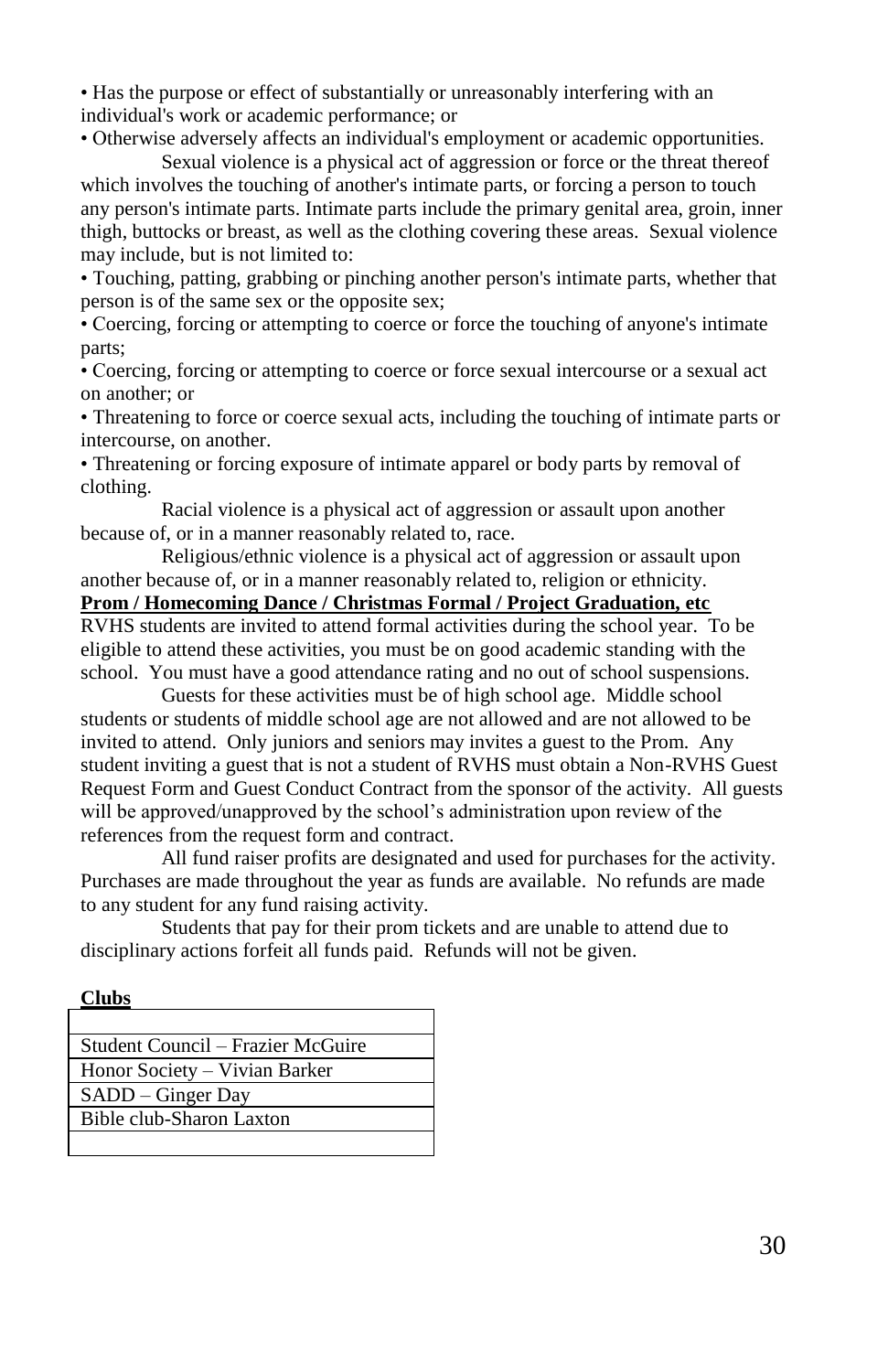• Has the purpose or effect of substantially or unreasonably interfering with an individual's work or academic performance; or

• Otherwise adversely affects an individual's employment or academic opportunities.

Sexual violence is a physical act of aggression or force or the threat thereof which involves the touching of another's intimate parts, or forcing a person to touch any person's intimate parts. Intimate parts include the primary genital area, groin, inner thigh, buttocks or breast, as well as the clothing covering these areas. Sexual violence may include, but is not limited to:

• Touching, patting, grabbing or pinching another person's intimate parts, whether that person is of the same sex or the opposite sex;

• Coercing, forcing or attempting to coerce or force the touching of anyone's intimate parts;

• Coercing, forcing or attempting to coerce or force sexual intercourse or a sexual act on another; or

• Threatening to force or coerce sexual acts, including the touching of intimate parts or intercourse, on another.

• Threatening or forcing exposure of intimate apparel or body parts by removal of clothing.

Racial violence is a physical act of aggression or assault upon another because of, or in a manner reasonably related to, race.

Religious/ethnic violence is a physical act of aggression or assault upon another because of, or in a manner reasonably related to, religion or ethnicity.

**Prom / Homecoming Dance / Christmas Formal / Project Graduation, etc**

RVHS students are invited to attend formal activities during the school year. To be eligible to attend these activities, you must be on good academic standing with the school. You must have a good attendance rating and no out of school suspensions.

Guests for these activities must be of high school age. Middle school students or students of middle school age are not allowed and are not allowed to be invited to attend. Only juniors and seniors may invites a guest to the Prom. Any student inviting a guest that is not a student of RVHS must obtain a Non-RVHS Guest Request Form and Guest Conduct Contract from the sponsor of the activity. All guests will be approved/unapproved by the school's administration upon review of the references from the request form and contract.

All fund raiser profits are designated and used for purchases for the activity. Purchases are made throughout the year as funds are available. No refunds are made to any student for any fund raising activity.

Students that pay for their prom tickets and are unable to attend due to disciplinary actions forfeit all funds paid. Refunds will not be given.

**Clubs**

| |
|---|
| Student Council – Frazier McGuire |
| Honor Society – Vivian Barker |
| SADD – Ginger Day |
| Bible club-Sharon Laxton |
| |